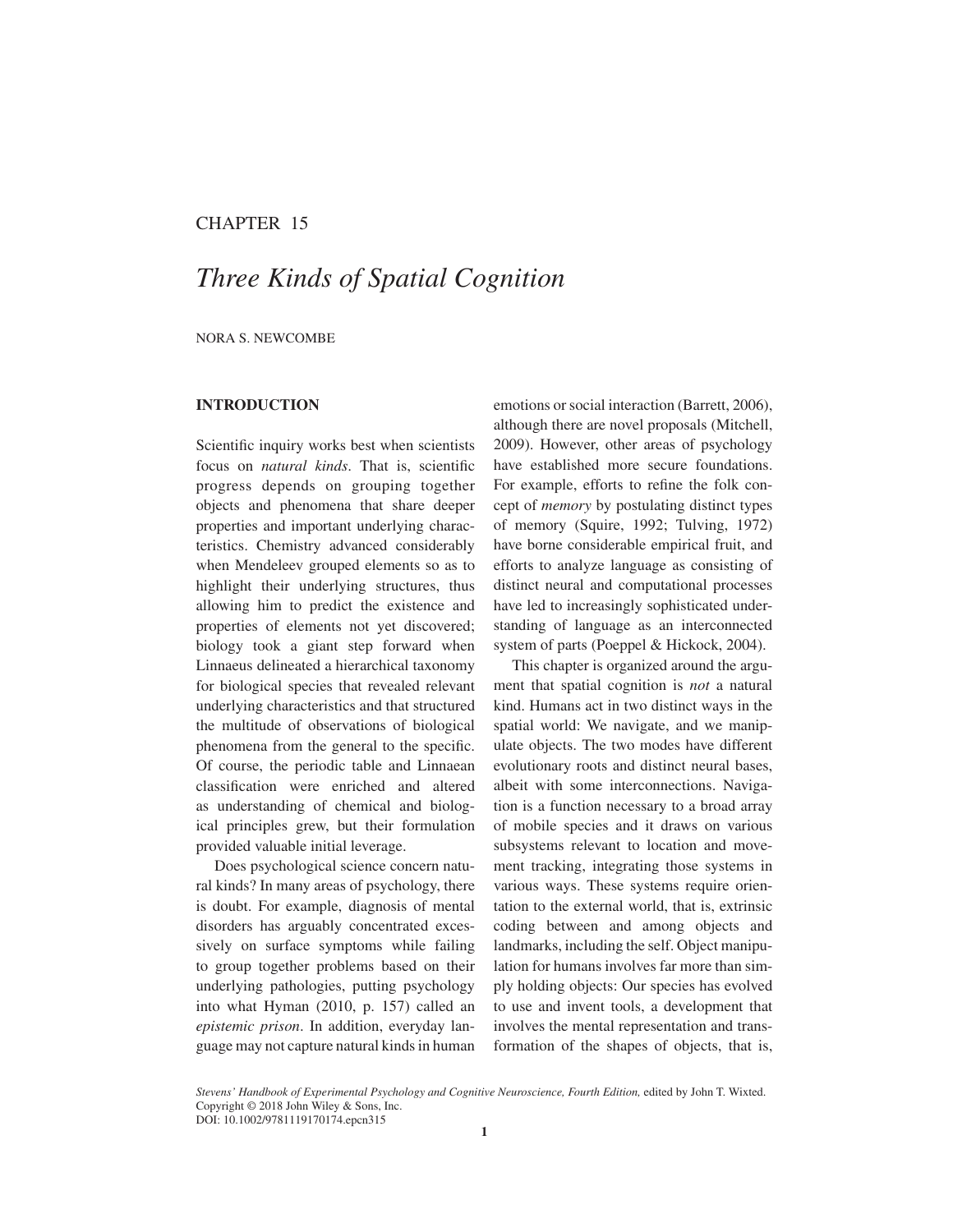CHAPTER 15

# *Three Kinds of Spatial Cognition*

NORA S. NEWCOMBE

## INTRODUCTION

Scientific inquiry works best when scientists focus on *natural kinds*. That is, scientific progress depends on grouping together objects and phenomena that share deeper properties and important underlying characteristics. Chemistry advanced considerably when Mendeleev grouped elements so as to highlight their underlying structures, thus allowing him to predict the existence and properties of elements not yet discovered; biology took a giant step forward when Linnaeus delineated a hierarchical taxonomy for biological species that revealed relevant underlying characteristics and that structured the multitude of observations of biological phenomena from the general to the specific. Of course, the periodic table and Linnaean classification were enriched and altered as understanding of chemical and biological principles grew, but their formulation provided valuable initial leverage.

Does psychological science concern natural kinds? In many areas of psychology, there is doubt. For example, diagnosis of mental disorders has arguably concentrated excessively on surface symptoms while failing to group together problems based on their underlying pathologies, putting psychology into what Hyman (2010, p. 157) called an *epistemic prison*. In addition, everyday language may not capture natural kinds in human emotions or social interaction (Barrett, 2006), although there are novel proposals (Mitchell, 2009). However, other areas of psychology have established more secure foundations. For example, efforts to refine the folk concept of *memory* by postulating distinct types of memory (Squire, 1992; Tulving, 1972) have borne considerable empirical fruit, and efforts to analyze language as consisting of distinct neural and computational processes have led to increasingly sophisticated understanding of language as an interconnected system of parts (Poeppel & Hickock, 2004).

This chapter is organized around the argument that spatial cognition is *not* a natural kind. Humans act in two distinct ways in the spatial world: We navigate, and we manipulate objects. The two modes have different evolutionary roots and distinct neural bases, albeit with some interconnections. Navigation is a function necessary to a broad array of mobile species and it draws on various subsystems relevant to location and movement tracking, integrating those systems in various ways. These systems require orientation to the external world, that is, extrinsic coding between and among objects and landmarks, including the self. Object manipulation for humans involves far more than simply holding objects: Our species has evolved to use and invent tools, a development that involves the mental representation and transformation of the shapes of objects, that is,

*Stevens' Handbook of Experimental Psychology and Cognitive Neuroscience, Fourth Edition,* edited by John T. Wixted.
Copyright © 2018 John Wiley & Sons, Inc.
DOI: 10.1002/9781119170174.epcn315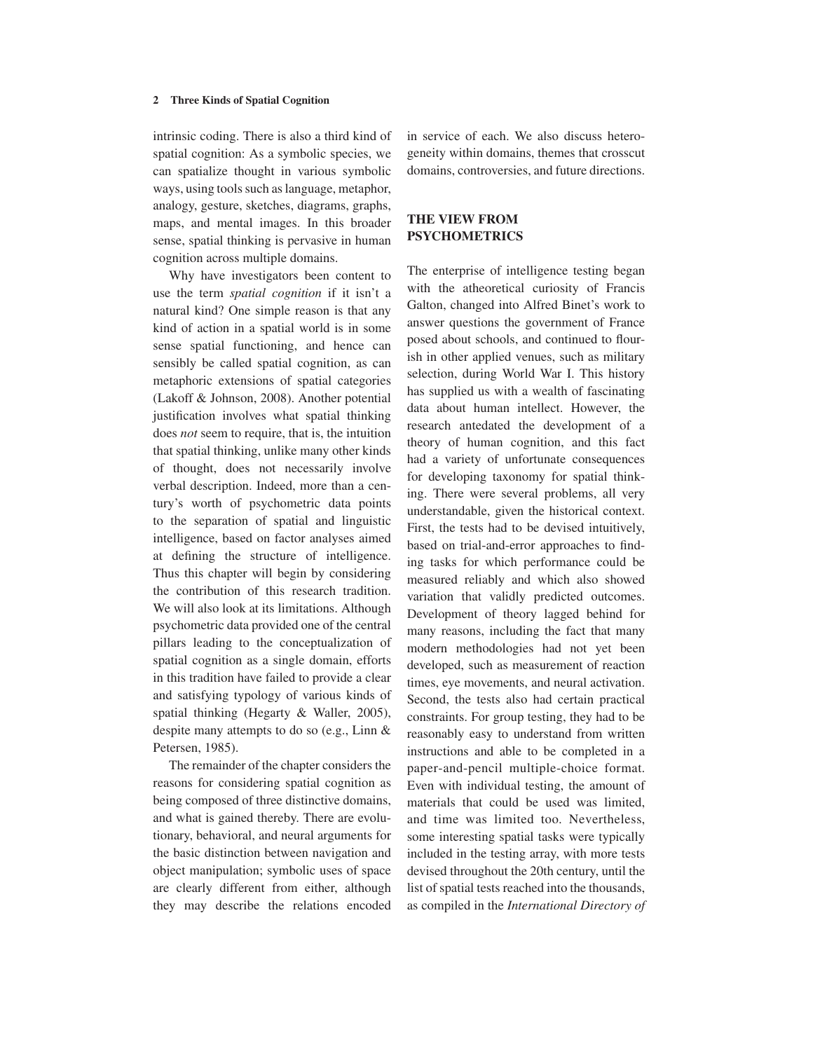intrinsic coding. There is also a third kind of spatial cognition: As a symbolic species, we can spatialize thought in various symbolic ways, using tools such as language, metaphor, analogy, gesture, sketches, diagrams, graphs, maps, and mental images. In this broader sense, spatial thinking is pervasive in human cognition across multiple domains.

Why have investigators been content to use the term *spatial cognition* if it isn't a natural kind? One simple reason is that any kind of action in a spatial world is in some sense spatial functioning, and hence can sensibly be called spatial cognition, as can metaphoric extensions of spatial categories (Lakoff & Johnson, 2008). Another potential justification involves what spatial thinking does *not* seem to require, that is, the intuition that spatial thinking, unlike many other kinds of thought, does not necessarily involve verbal description. Indeed, more than a century's worth of psychometric data points to the separation of spatial and linguistic intelligence, based on factor analyses aimed at defining the structure of intelligence. Thus this chapter will begin by considering the contribution of this research tradition. We will also look at its limitations. Although psychometric data provided one of the central pillars leading to the conceptualization of spatial cognition as a single domain, efforts in this tradition have failed to provide a clear and satisfying typology of various kinds of spatial thinking (Hegarty & Waller, 2005), despite many attempts to do so (e.g., Linn & Petersen, 1985).

The remainder of the chapter considers the reasons for considering spatial cognition as being composed of three distinctive domains, and what is gained thereby. There are evolutionary, behavioral, and neural arguments for the basic distinction between navigation and object manipulation; symbolic uses of space are clearly different from either, although they may describe the relations encoded in service of each. We also discuss heterogeneity within domains, themes that crosscut domains, controversies, and future directions.

## THE VIEW FROM PSYCHOMETRICS

The enterprise of intelligence testing began with the atheoretical curiosity of Francis Galton, changed into Alfred Binet's work to answer questions the government of France posed about schools, and continued to flourish in other applied venues, such as military selection, during World War I. This history has supplied us with a wealth of fascinating data about human intellect. However, the research antedated the development of a theory of human cognition, and this fact had a variety of unfortunate consequences for developing taxonomy for spatial thinking. There were several problems, all very understandable, given the historical context. First, the tests had to be devised intuitively, based on trial-and-error approaches to finding tasks for which performance could be measured reliably and which also showed variation that validly predicted outcomes. Development of theory lagged behind for many reasons, including the fact that many modern methodologies had not yet been developed, such as measurement of reaction times, eye movements, and neural activation. Second, the tests also had certain practical constraints. For group testing, they had to be reasonably easy to understand from written instructions and able to be completed in a paper-and-pencil multiple-choice format. Even with individual testing, the amount of materials that could be used was limited, and time was limited too. Nevertheless, some interesting spatial tasks were typically included in the testing array, with more tests devised throughout the 20th century, until the list of spatial tests reached into the thousands, as compiled in the *International Directory of*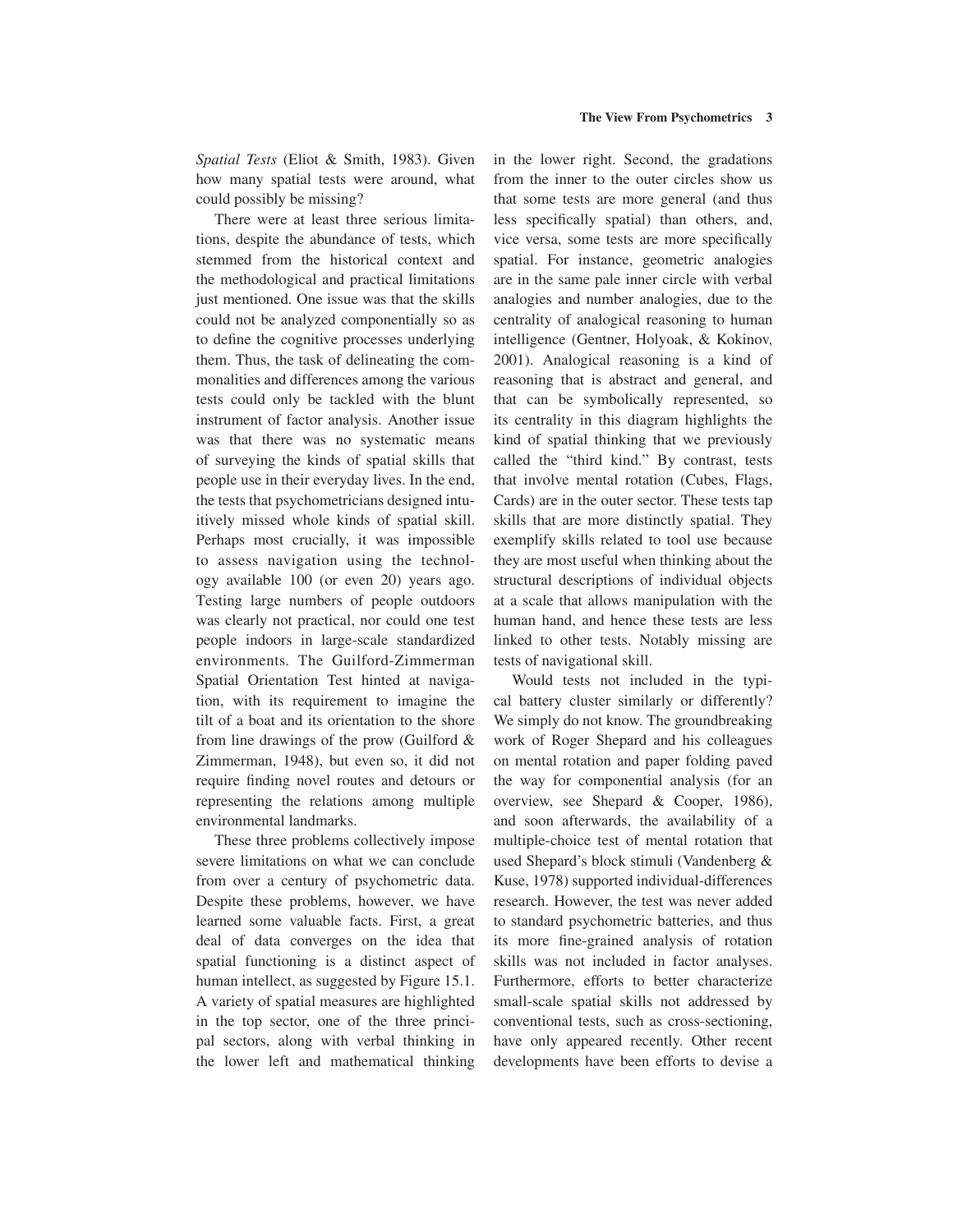*Spatial Tests* (Eliot & Smith, 1983). Given how many spatial tests were around, what could possibly be missing?

There were at least three serious limitations, despite the abundance of tests, which stemmed from the historical context and the methodological and practical limitations just mentioned. One issue was that the skills could not be analyzed componentially so as to define the cognitive processes underlying them. Thus, the task of delineating the commonalities and differences among the various tests could only be tackled with the blunt instrument of factor analysis. Another issue was that there was no systematic means of surveying the kinds of spatial skills that people use in their everyday lives. In the end, the tests that psychometricians designed intuitively missed whole kinds of spatial skill. Perhaps most crucially, it was impossible to assess navigation using the technology available 100 (or even 20) years ago. Testing large numbers of people outdoors was clearly not practical, nor could one test people indoors in large-scale standardized environments. The Guilford-Zimmerman Spatial Orientation Test hinted at navigation, with its requirement to imagine the tilt of a boat and its orientation to the shore from line drawings of the prow (Guilford & Zimmerman, 1948), but even so, it did not require finding novel routes and detours or representing the relations among multiple environmental landmarks.

These three problems collectively impose severe limitations on what we can conclude from over a century of psychometric data. Despite these problems, however, we have learned some valuable facts. First, a great deal of data converges on the idea that spatial functioning is a distinct aspect of human intellect, as suggested by Figure 15.1. A variety of spatial measures are highlighted in the top sector, one of the three principal sectors, along with verbal thinking in the lower left and mathematical thinking in the lower right. Second, the gradations from the inner to the outer circles show us that some tests are more general (and thus less specifically spatial) than others, and, vice versa, some tests are more specifically spatial. For instance, geometric analogies are in the same pale inner circle with verbal analogies and number analogies, due to the centrality of analogical reasoning to human intelligence (Gentner, Holyoak, & Kokinov, 2001). Analogical reasoning is a kind of reasoning that is abstract and general, and that can be symbolically represented, so its centrality in this diagram highlights the kind of spatial thinking that we previously called the "third kind." By contrast, tests that involve mental rotation (Cubes, Flags, Cards) are in the outer sector. These tests tap skills that are more distinctly spatial. They exemplify skills related to tool use because they are most useful when thinking about the structural descriptions of individual objects at a scale that allows manipulation with the human hand, and hence these tests are less linked to other tests. Notably missing are tests of navigational skill.

Would tests not included in the typical battery cluster similarly or differently? We simply do not know. The groundbreaking work of Roger Shepard and his colleagues on mental rotation and paper folding paved the way for componential analysis (for an overview, see Shepard & Cooper, 1986), and soon afterwards, the availability of a multiple-choice test of mental rotation that used Shepard's block stimuli (Vandenberg & Kuse, 1978) supported individual-differences research. However, the test was never added to standard psychometric batteries, and thus its more fine-grained analysis of rotation skills was not included in factor analyses. Furthermore, efforts to better characterize small-scale spatial skills not addressed by conventional tests, such as cross-sectioning, have only appeared recently. Other recent developments have been efforts to devise a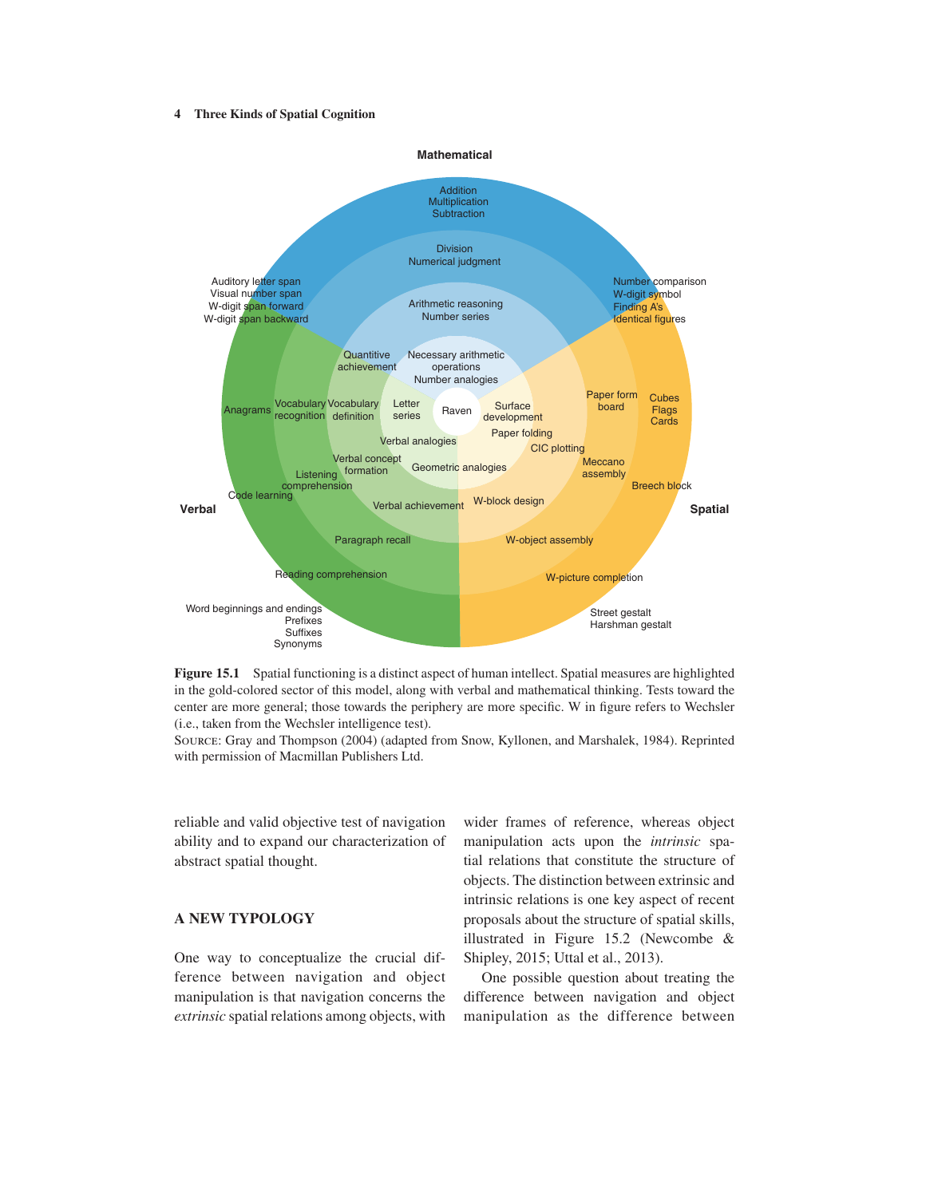Figure 15.1 Spatial functioning is a distinct aspect of human intellect. Spatial measures are highlighted in the gold-colored sector of this model, along with verbal and mathematical thinking. Tests toward the center are more general; those towards the periphery are more specific. W in figure refers to Wechsler (i.e., taken from the Wechsler intelligence test).

SOURCE: Gray and Thompson (2004) (adapted from Snow, Kyllonen, and Marshalek, 1984). Reprinted with permission of Macmillan Publishers Ltd.

reliable and valid objective test of navigation ability and to expand our characterization of abstract spatial thought.

## A NEW TYPOLOGY

One way to conceptualize the crucial difference between navigation and object manipulation is that navigation concerns the *extrinsic* spatial relations among objects, with wider frames of reference, whereas object manipulation acts upon the *intrinsic* spatial relations that constitute the structure of objects. The distinction between extrinsic and intrinsic relations is one key aspect of recent proposals about the structure of spatial skills, illustrated in Figure 15.2 (Newcombe & Shipley, 2015; Uttal et al., 2013).

One possible question about treating the difference between navigation and object manipulation as the difference between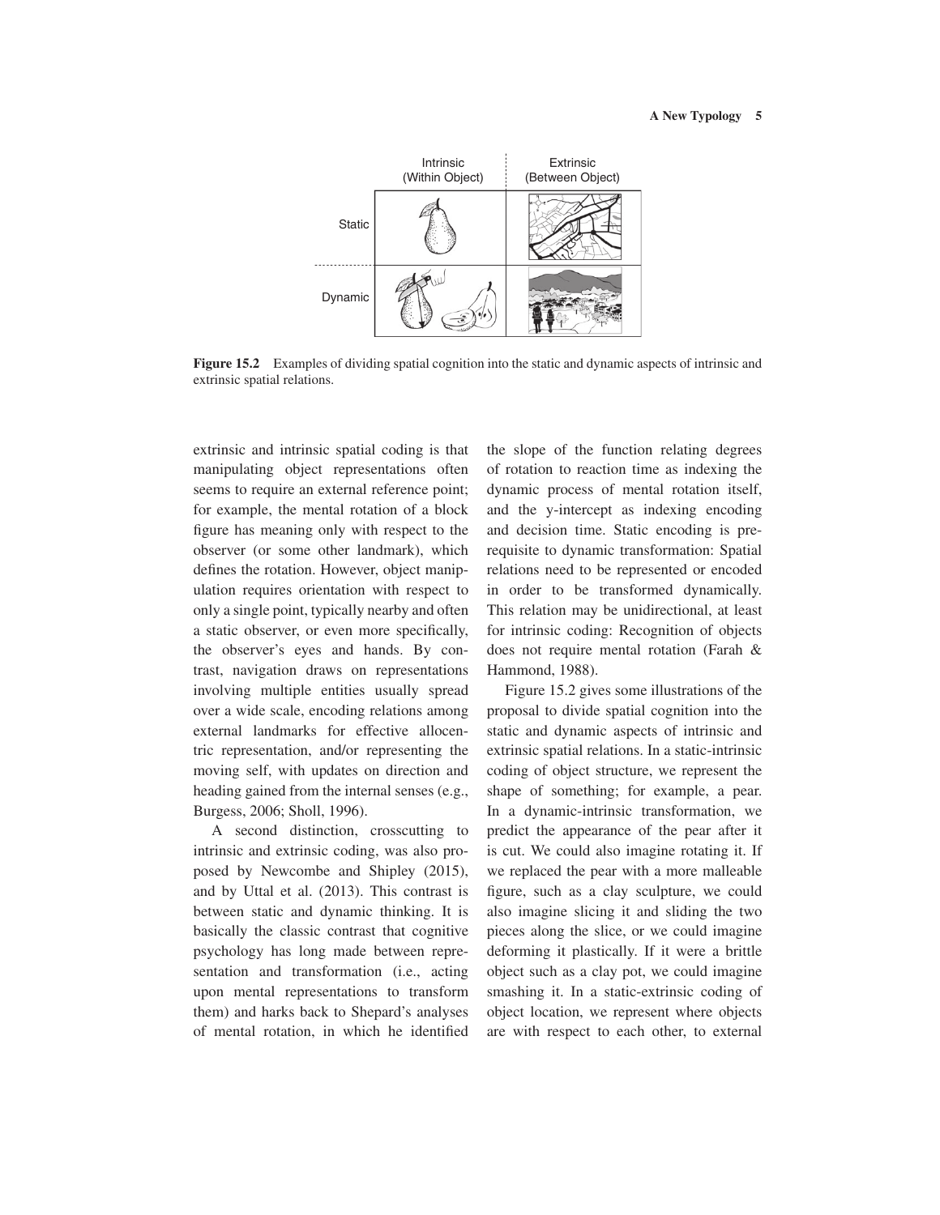Intrinsic (Within Object)

Extrinsic (Between Object)

Static

Dynamic

**Figure 15.2** Examples of dividing spatial cognition into the static and dynamic aspects of intrinsic and extrinsic spatial relations.

extrinsic and intrinsic spatial coding is that manipulating object representations often seems to require an external reference point; for example, the mental rotation of a block figure has meaning only with respect to the observer (or some other landmark), which defines the rotation. However, object manipulation requires orientation with respect to only a single point, typically nearby and often a static observer, or even more specifically, the observer's eyes and hands. By contrast, navigation draws on representations involving multiple entities usually spread over a wide scale, encoding relations among external landmarks for effective allocentric representation, and/or representing the moving self, with updates on direction and heading gained from the internal senses (e.g., Burgess, 2006; Sholl, 1996).

A second distinction, crosscutting to intrinsic and extrinsic coding, was also proposed by Newcombe and Shipley (2015), and by Uttal et al. (2013). This contrast is between static and dynamic thinking. It is basically the classic contrast that cognitive psychology has long made between representation and transformation (i.e., acting upon mental representations to transform them) and harks back to Shepard's analyses of mental rotation, in which he identified the slope of the function relating degrees of rotation to reaction time as indexing the dynamic process of mental rotation itself, and the y-intercept as indexing encoding and decision time. Static encoding is prerequisite to dynamic transformation: Spatial relations need to be represented or encoded in order to be transformed dynamically. This relation may be unidirectional, at least for intrinsic coding: Recognition of objects does not require mental rotation (Farah & Hammond, 1988).

Figure 15.2 gives some illustrations of the proposal to divide spatial cognition into the static and dynamic aspects of intrinsic and extrinsic spatial relations. In a static-intrinsic coding of object structure, we represent the shape of something; for example, a pear. In a dynamic-intrinsic transformation, we predict the appearance of the pear after it is cut. We could also imagine rotating it. If we replaced the pear with a more malleable figure, such as a clay sculpture, we could also imagine slicing it and sliding the two pieces along the slice, or we could imagine deforming it plastically. If it were a brittle object such as a clay pot, we could imagine smashing it. In a static-extrinsic coding of object location, we represent where objects are with respect to each other, to external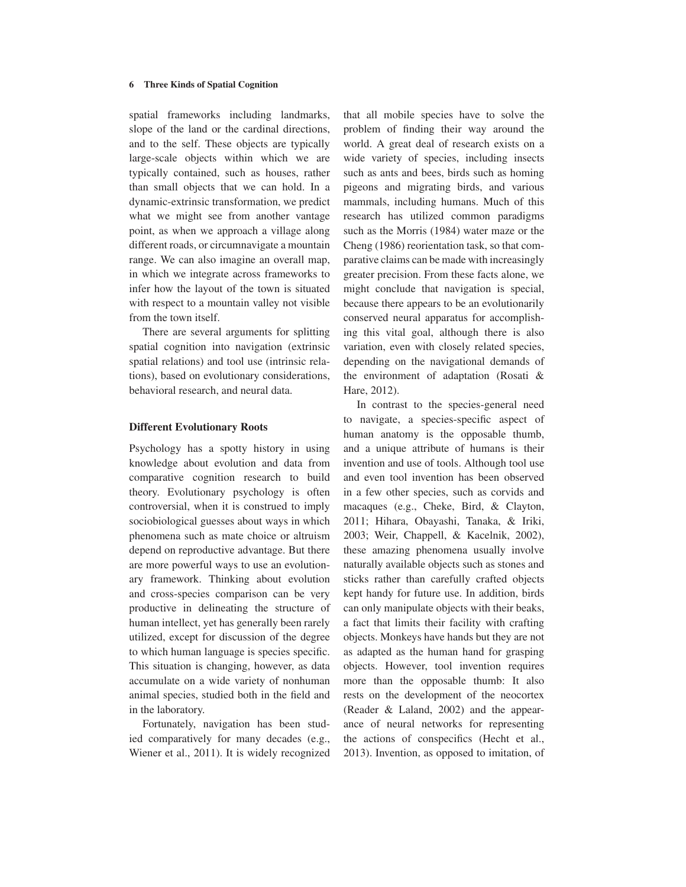spatial frameworks including landmarks, slope of the land or the cardinal directions, and to the self. These objects are typically large-scale objects within which we are typically contained, such as houses, rather than small objects that we can hold. In a dynamic-extrinsic transformation, we predict what we might see from another vantage point, as when we approach a village along different roads, or circumnavigate a mountain range. We can also imagine an overall map, in which we integrate across frameworks to infer how the layout of the town is situated with respect to a mountain valley not visible from the town itself.

There are several arguments for splitting spatial cognition into navigation (extrinsic spatial relations) and tool use (intrinsic relations), based on evolutionary considerations, behavioral research, and neural data.

### Different Evolutionary Roots

Psychology has a spotty history in using knowledge about evolution and data from comparative cognition research to build theory. Evolutionary psychology is often controversial, when it is construed to imply sociobiological guesses about ways in which phenomena such as mate choice or altruism depend on reproductive advantage. But there are more powerful ways to use an evolutionary framework. Thinking about evolution and cross-species comparison can be very productive in delineating the structure of human intellect, yet has generally been rarely utilized, except for discussion of the degree to which human language is species specific. This situation is changing, however, as data accumulate on a wide variety of nonhuman animal species, studied both in the field and in the laboratory.

Fortunately, navigation has been studied comparatively for many decades (e.g., Wiener et al., 2011). It is widely recognized that all mobile species have to solve the problem of finding their way around the world. A great deal of research exists on a wide variety of species, including insects such as ants and bees, birds such as homing pigeons and migrating birds, and various mammals, including humans. Much of this research has utilized common paradigms such as the Morris (1984) water maze or the Cheng (1986) reorientation task, so that comparative claims can be made with increasingly greater precision. From these facts alone, we might conclude that navigation is special, because there appears to be an evolutionarily conserved neural apparatus for accomplishing this vital goal, although there is also variation, even with closely related species, depending on the navigational demands of the environment of adaptation (Rosati & Hare, 2012).

In contrast to the species-general need to navigate, a species-specific aspect of human anatomy is the opposable thumb, and a unique attribute of humans is their invention and use of tools. Although tool use and even tool invention has been observed in a few other species, such as corvids and macaques (e.g., Cheke, Bird, & Clayton, 2011; Hihara, Obayashi, Tanaka, & Iriki, 2003; Weir, Chappell, & Kacelnik, 2002), these amazing phenomena usually involve naturally available objects such as stones and sticks rather than carefully crafted objects kept handy for future use. In addition, birds can only manipulate objects with their beaks, a fact that limits their facility with crafting objects. Monkeys have hands but they are not as adapted as the human hand for grasping objects. However, tool invention requires more than the opposable thumb: It also rests on the development of the neocortex (Reader & Laland, 2002) and the appearance of neural networks for representing the actions of conspecifics (Hecht et al., 2013). Invention, as opposed to imitation, of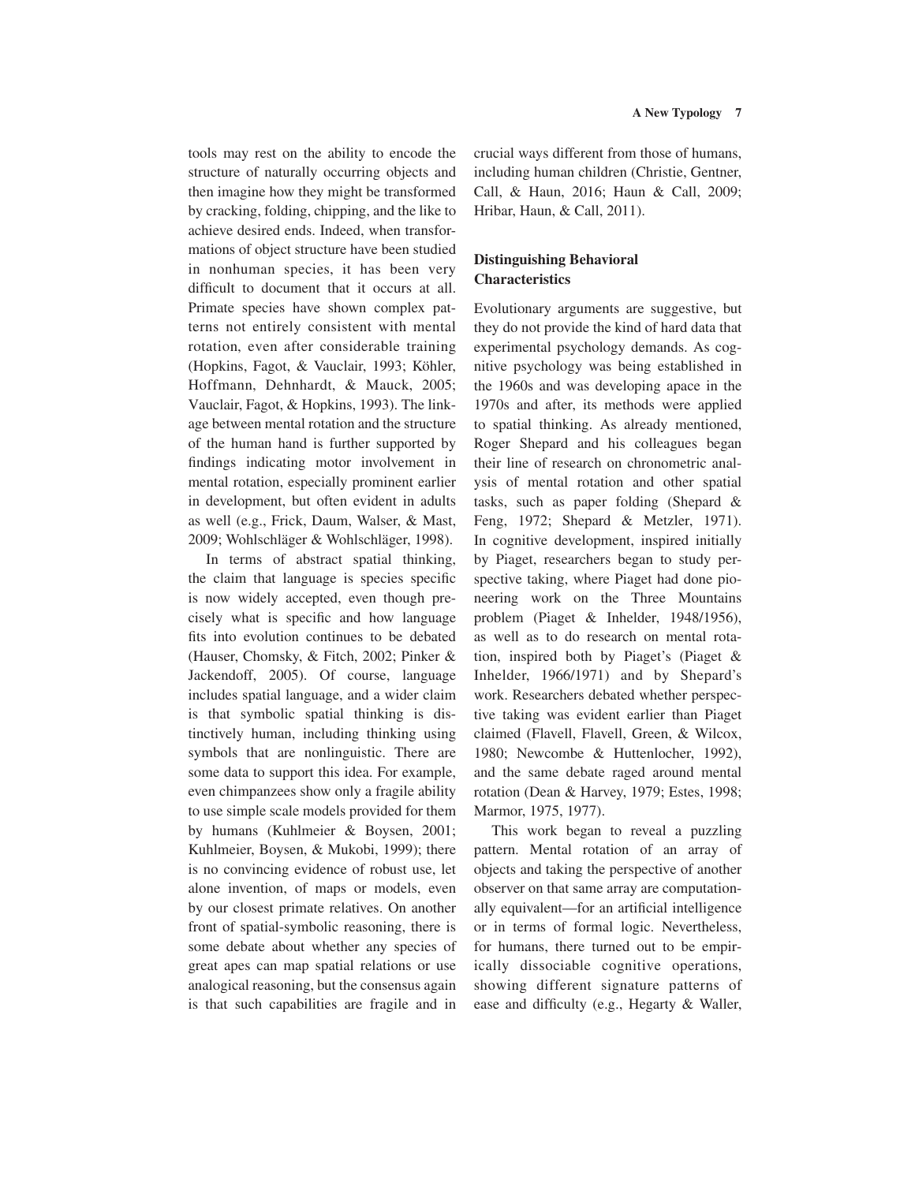tools may rest on the ability to encode the structure of naturally occurring objects and then imagine how they might be transformed by cracking, folding, chipping, and the like to achieve desired ends. Indeed, when transformations of object structure have been studied in nonhuman species, it has been very difficult to document that it occurs at all. Primate species have shown complex patterns not entirely consistent with mental rotation, even after considerable training (Hopkins, Fagot, & Vauclair, 1993; Köhler, Hoffmann, Dehnhardt, & Mauck, 2005; Vauclair, Fagot, & Hopkins, 1993). The linkage between mental rotation and the structure of the human hand is further supported by findings indicating motor involvement in mental rotation, especially prominent earlier in development, but often evident in adults as well (e.g., Frick, Daum, Walser, & Mast, 2009; Wohlschläger & Wohlschläger, 1998).

In terms of abstract spatial thinking, the claim that language is species specific is now widely accepted, even though precisely what is specific and how language fits into evolution continues to be debated (Hauser, Chomsky, & Fitch, 2002; Pinker & Jackendoff, 2005). Of course, language includes spatial language, and a wider claim is that symbolic spatial thinking is distinctively human, including thinking using symbols that are nonlinguistic. There are some data to support this idea. For example, even chimpanzees show only a fragile ability to use simple scale models provided for them by humans (Kuhlmeier & Boysen, 2001; Kuhlmeier, Boysen, & Mukobi, 1999); there is no convincing evidence of robust use, let alone invention, of maps or models, even by our closest primate relatives. On another front of spatial-symbolic reasoning, there is some debate about whether any species of great apes can map spatial relations or use analogical reasoning, but the consensus again is that such capabilities are fragile and in crucial ways different from those of humans, including human children (Christie, Gentner, Call, & Haun, 2016; Haun & Call, 2009; Hribar, Haun, & Call, 2011).

## Distinguishing Behavioral Characteristics

Evolutionary arguments are suggestive, but they do not provide the kind of hard data that experimental psychology demands. As cognitive psychology was being established in the 1960s and was developing apace in the 1970s and after, its methods were applied to spatial thinking. As already mentioned, Roger Shepard and his colleagues began their line of research on chronometric analysis of mental rotation and other spatial tasks, such as paper folding (Shepard & Feng, 1972; Shepard & Metzler, 1971). In cognitive development, inspired initially by Piaget, researchers began to study perspective taking, where Piaget had done pioneering work on the Three Mountains problem (Piaget & Inhelder, 1948/1956), as well as to do research on mental rotation, inspired both by Piaget's (Piaget & Inhelder, 1966/1971) and by Shepard's work. Researchers debated whether perspective taking was evident earlier than Piaget claimed (Flavell, Flavell, Green, & Wilcox, 1980; Newcombe & Huttenlocher, 1992), and the same debate raged around mental rotation (Dean & Harvey, 1979; Estes, 1998; Marmor, 1975, 1977).

This work began to reveal a puzzling pattern. Mental rotation of an array of objects and taking the perspective of another observer on that same array are computationally equivalent—for an artificial intelligence or in terms of formal logic. Nevertheless, for humans, there turned out to be empirically dissociable cognitive operations, showing different signature patterns of ease and difficulty (e.g., Hegarty & Waller,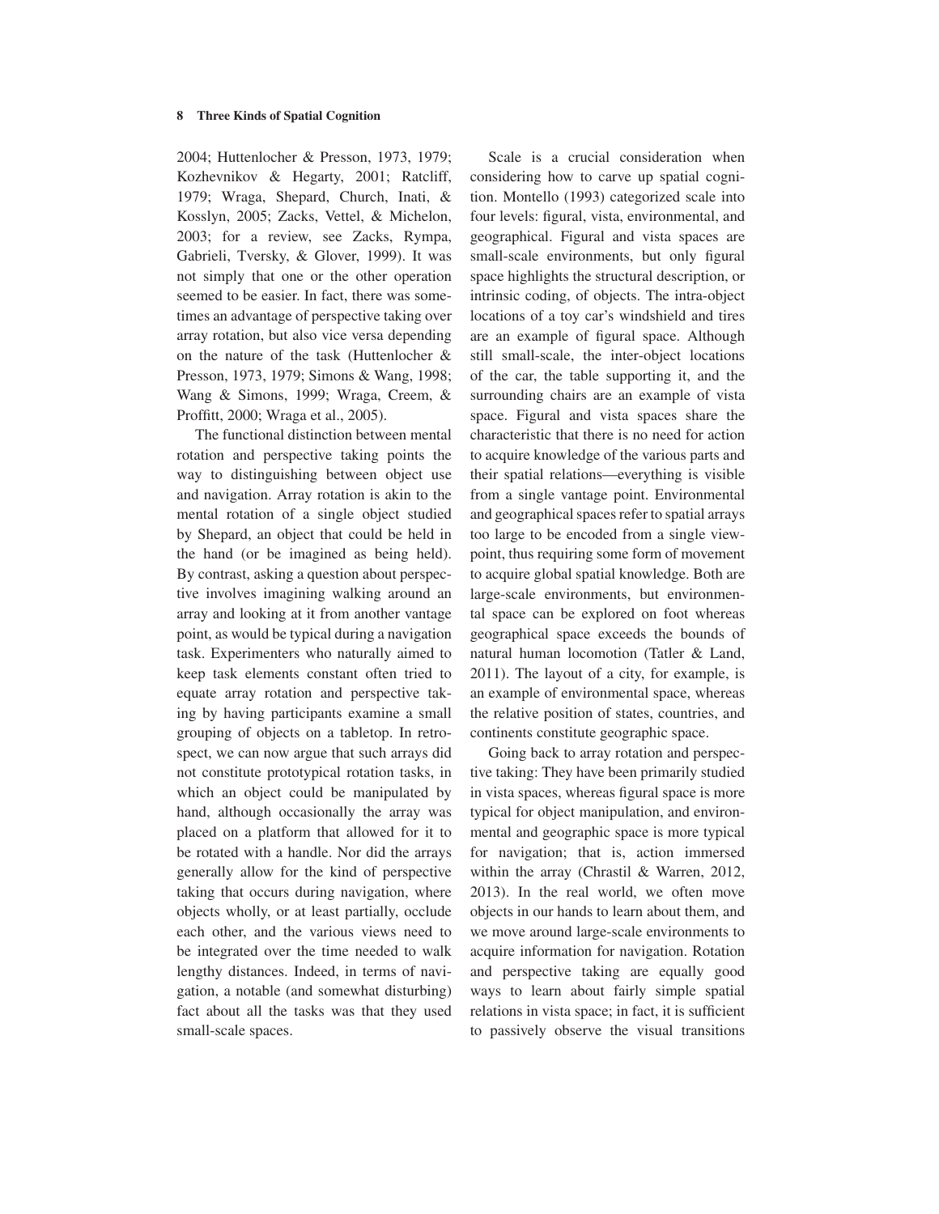2004; Huttenlocher & Presson, 1973, 1979; Kozhevnikov & Hegarty, 2001; Ratcliff, 1979; Wraga, Shepard, Church, Inati, & Kosslyn, 2005; Zacks, Vettel, & Michelon, 2003; for a review, see Zacks, Rympa, Gabrieli, Tversky, & Glover, 1999). It was not simply that one or the other operation seemed to be easier. In fact, there was sometimes an advantage of perspective taking over array rotation, but also vice versa depending on the nature of the task (Huttenlocher & Presson, 1973, 1979; Simons & Wang, 1998; Wang & Simons, 1999; Wraga, Creem, & Proffitt, 2000; Wraga et al., 2005).

The functional distinction between mental rotation and perspective taking points the way to distinguishing between object use and navigation. Array rotation is akin to the mental rotation of a single object studied by Shepard, an object that could be held in the hand (or be imagined as being held). By contrast, asking a question about perspective involves imagining walking around an array and looking at it from another vantage point, as would be typical during a navigation task. Experimenters who naturally aimed to keep task elements constant often tried to equate array rotation and perspective taking by having participants examine a small grouping of objects on a tabletop. In retrospect, we can now argue that such arrays did not constitute prototypical rotation tasks, in which an object could be manipulated by hand, although occasionally the array was placed on a platform that allowed for it to be rotated with a handle. Nor did the arrays generally allow for the kind of perspective taking that occurs during navigation, where objects wholly, or at least partially, occlude each other, and the various views need to be integrated over the time needed to walk lengthy distances. Indeed, in terms of navigation, a notable (and somewhat disturbing) fact about all the tasks was that they used small-scale spaces.

Scale is a crucial consideration when considering how to carve up spatial cognition. Montello (1993) categorized scale into four levels: figural, vista, environmental, and geographical. Figural and vista spaces are small-scale environments, but only figural space highlights the structural description, or intrinsic coding, of objects. The intra-object locations of a toy car's windshield and tires are an example of figural space. Although still small-scale, the inter-object locations of the car, the table supporting it, and the surrounding chairs are an example of vista space. Figural and vista spaces share the characteristic that there is no need for action to acquire knowledge of the various parts and their spatial relations—everything is visible from a single vantage point. Environmental and geographical spaces refer to spatial arrays too large to be encoded from a single viewpoint, thus requiring some form of movement to acquire global spatial knowledge. Both are large-scale environments, but environmental space can be explored on foot whereas geographical space exceeds the bounds of natural human locomotion (Tatler & Land, 2011). The layout of a city, for example, is an example of environmental space, whereas the relative position of states, countries, and continents constitute geographic space.

Going back to array rotation and perspective taking: They have been primarily studied in vista spaces, whereas figural space is more typical for object manipulation, and environmental and geographic space is more typical for navigation; that is, action immersed within the array (Chrastil & Warren, 2012, 2013). In the real world, we often move objects in our hands to learn about them, and we move around large-scale environments to acquire information for navigation. Rotation and perspective taking are equally good ways to learn about fairly simple spatial relations in vista space; in fact, it is sufficient to passively observe the visual transitions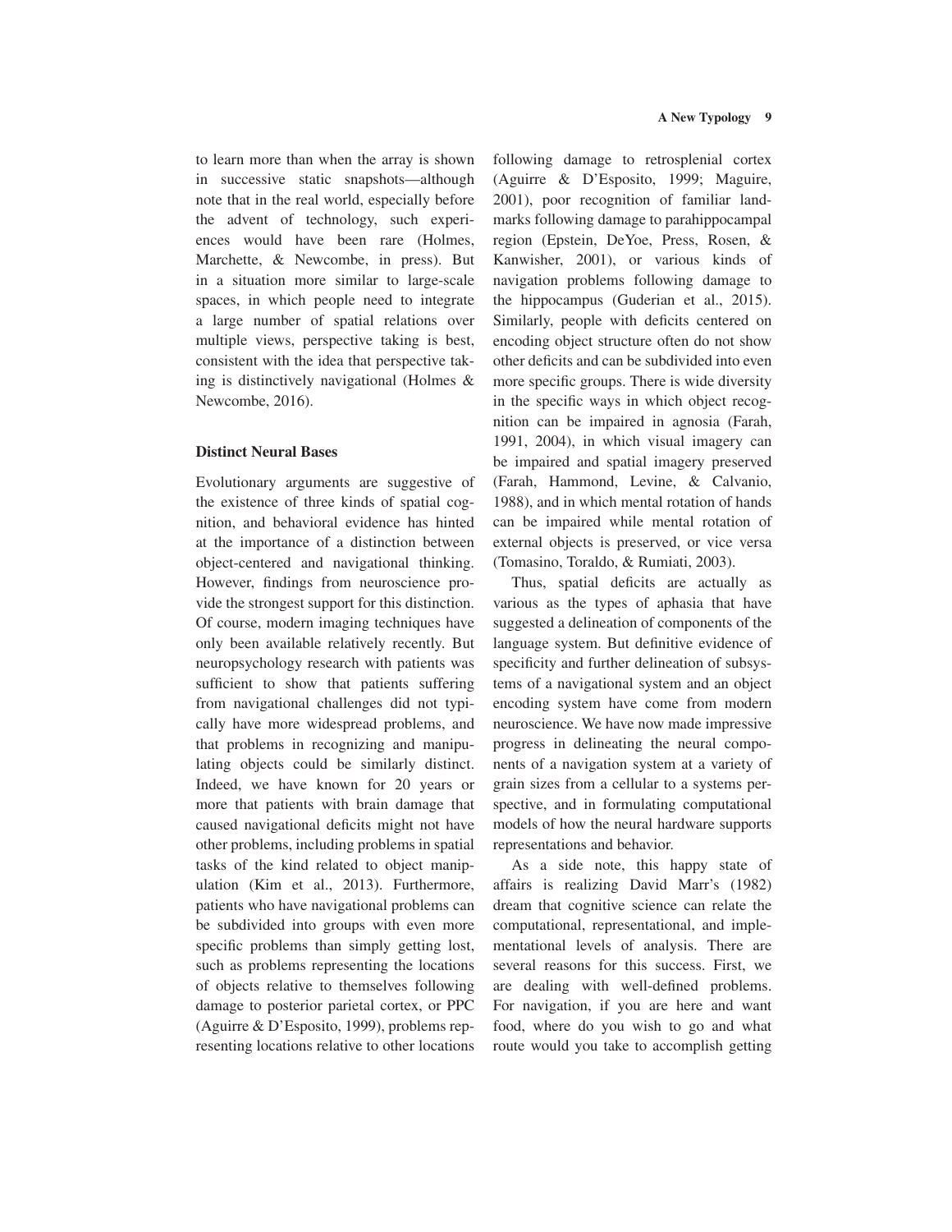to learn more than when the array is shown in successive static snapshots—although note that in the real world, especially before the advent of technology, such experiences would have been rare (Holmes, Marchette, & Newcombe, in press). But in a situation more similar to large-scale spaces, in which people need to integrate a large number of spatial relations over multiple views, perspective taking is best, consistent with the idea that perspective taking is distinctively navigational (Holmes & Newcombe, 2016).

### Distinct Neural Bases

Evolutionary arguments are suggestive of the existence of three kinds of spatial cognition, and behavioral evidence has hinted at the importance of a distinction between object-centered and navigational thinking. However, findings from neuroscience provide the strongest support for this distinction. Of course, modern imaging techniques have only been available relatively recently. But neuropsychology research with patients was sufficient to show that patients suffering from navigational challenges did not typically have more widespread problems, and that problems in recognizing and manipulating objects could be similarly distinct. Indeed, we have known for 20 years or more that patients with brain damage that caused navigational deficits might not have other problems, including problems in spatial tasks of the kind related to object manipulation (Kim et al., 2013). Furthermore, patients who have navigational problems can be subdivided into groups with even more specific problems than simply getting lost, such as problems representing the locations of objects relative to themselves following damage to posterior parietal cortex, or PPC (Aguirre & D'Esposito, 1999), problems representing locations relative to other locations following damage to retrosplenial cortex (Aguirre & D'Esposito, 1999; Maguire, 2001), poor recognition of familiar landmarks following damage to parahippocampal region (Epstein, DeYoe, Press, Rosen, & Kanwisher, 2001), or various kinds of navigation problems following damage to the hippocampus (Guderian et al., 2015). Similarly, people with deficits centered on encoding object structure often do not show other deficits and can be subdivided into even more specific groups. There is wide diversity in the specific ways in which object recognition can be impaired in agnosia (Farah, 1991, 2004), in which visual imagery can be impaired and spatial imagery preserved (Farah, Hammond, Levine, & Calvanio, 1988), and in which mental rotation of hands can be impaired while mental rotation of external objects is preserved, or vice versa (Tomasino, Toraldo, & Rumiati, 2003).

Thus, spatial deficits are actually as various as the types of aphasia that have suggested a delineation of components of the language system. But definitive evidence of specificity and further delineation of subsystems of a navigational system and an object encoding system have come from modern neuroscience. We have now made impressive progress in delineating the neural components of a navigation system at a variety of grain sizes from a cellular to a systems perspective, and in formulating computational models of how the neural hardware supports representations and behavior.

As a side note, this happy state of affairs is realizing David Marr's (1982) dream that cognitive science can relate the computational, representational, and implementational levels of analysis. There are several reasons for this success. First, we are dealing with well-defined problems. For navigation, if you are here and want food, where do you wish to go and what route would you take to accomplish getting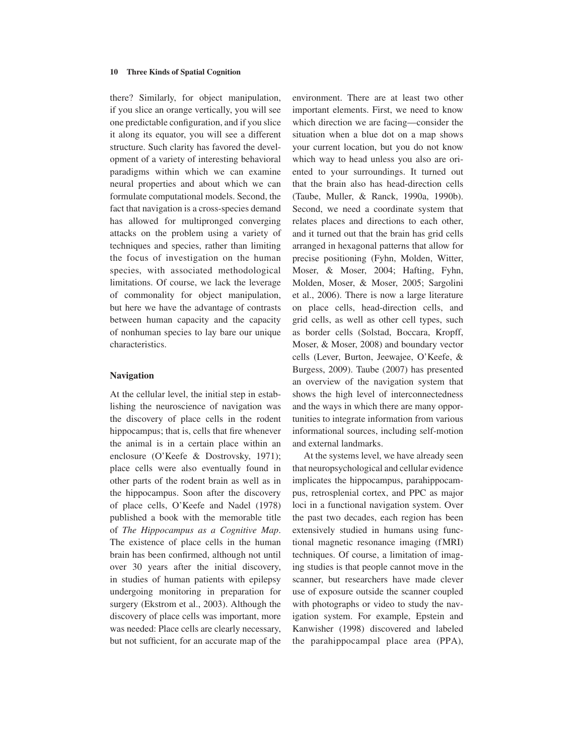there? Similarly, for object manipulation, if you slice an orange vertically, you will see one predictable configuration, and if you slice it along its equator, you will see a different structure. Such clarity has favored the development of a variety of interesting behavioral paradigms within which we can examine neural properties and about which we can formulate computational models. Second, the fact that navigation is a cross-species demand has allowed for multipronged converging attacks on the problem using a variety of techniques and species, rather than limiting the focus of investigation on the human species, with associated methodological limitations. Of course, we lack the leverage of commonality for object manipulation, but here we have the advantage of contrasts between human capacity and the capacity of nonhuman species to lay bare our unique characteristics.

### Navigation

At the cellular level, the initial step in establishing the neuroscience of navigation was the discovery of place cells in the rodent hippocampus; that is, cells that fire whenever the animal is in a certain place within an enclosure (O'Keefe & Dostrovsky, 1971); place cells were also eventually found in other parts of the rodent brain as well as in the hippocampus. Soon after the discovery of place cells, O'Keefe and Nadel (1978) published a book with the memorable title of *The Hippocampus as a Cognitive Map*. The existence of place cells in the human brain has been confirmed, although not until over 30 years after the initial discovery, in studies of human patients with epilepsy undergoing monitoring in preparation for surgery (Ekstrom et al., 2003). Although the discovery of place cells was important, more was needed: Place cells are clearly necessary, but not sufficient, for an accurate map of the environment. There are at least two other important elements. First, we need to know which direction we are facing—consider the situation when a blue dot on a map shows your current location, but you do not know which way to head unless you also are oriented to your surroundings. It turned out that the brain also has head-direction cells (Taube, Muller, & Ranck, 1990a, 1990b). Second, we need a coordinate system that relates places and directions to each other, and it turned out that the brain has grid cells arranged in hexagonal patterns that allow for precise positioning (Fyhn, Molden, Witter, Moser, & Moser, 2004; Hafting, Fyhn, Molden, Moser, & Moser, 2005; Sargolini et al., 2006). There is now a large literature on place cells, head-direction cells, and grid cells, as well as other cell types, such as border cells (Solstad, Boccara, Kropff, Moser, & Moser, 2008) and boundary vector cells (Lever, Burton, Jeewajee, O'Keefe, & Burgess, 2009). Taube (2007) has presented an overview of the navigation system that shows the high level of interconnectedness and the ways in which there are many opportunities to integrate information from various informational sources, including self-motion and external landmarks.

At the systems level, we have already seen that neuropsychological and cellular evidence implicates the hippocampus, parahippocampus, retrosplenial cortex, and PPC as major loci in a functional navigation system. Over the past two decades, each region has been extensively studied in humans using functional magnetic resonance imaging (fMRI) techniques. Of course, a limitation of imaging studies is that people cannot move in the scanner, but researchers have made clever use of exposure outside the scanner coupled with photographs or video to study the navigation system. For example, Epstein and Kanwisher (1998) discovered and labeled the parahippocampal place area (PPA),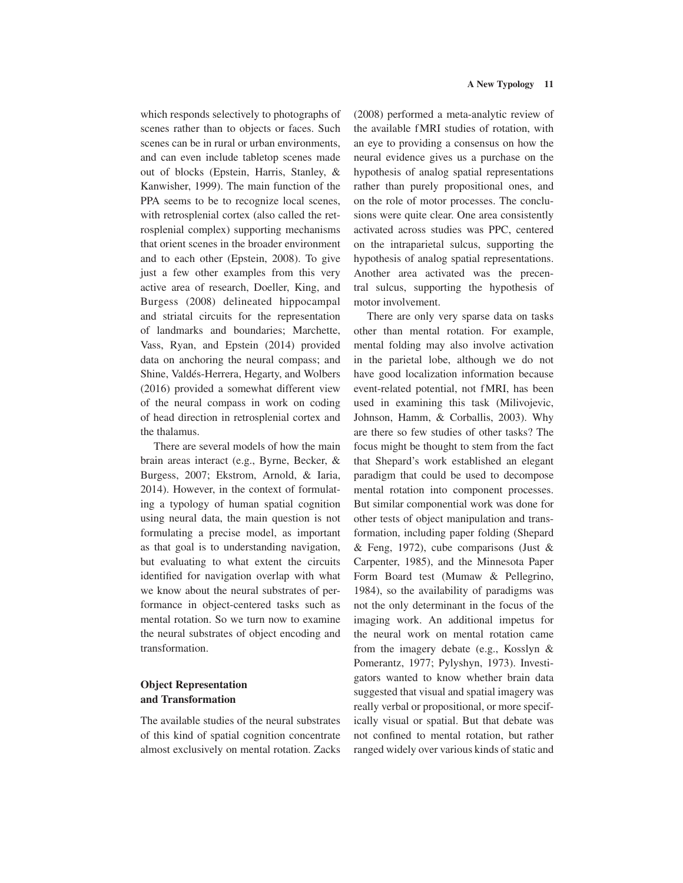which responds selectively to photographs of scenes rather than to objects or faces. Such scenes can be in rural or urban environments, and can even include tabletop scenes made out of blocks (Epstein, Harris, Stanley, & Kanwisher, 1999). The main function of the PPA seems to be to recognize local scenes, with retrosplenial cortex (also called the retrosplenial complex) supporting mechanisms that orient scenes in the broader environment and to each other (Epstein, 2008). To give just a few other examples from this very active area of research, Doeller, King, and Burgess (2008) delineated hippocampal and striatal circuits for the representation of landmarks and boundaries; Marchette, Vass, Ryan, and Epstein (2014) provided data on anchoring the neural compass; and Shine, Valdés-Herrera, Hegarty, and Wolbers (2016) provided a somewhat different view of the neural compass in work on coding of head direction in retrosplenial cortex and the thalamus.

There are several models of how the main brain areas interact (e.g., Byrne, Becker, & Burgess, 2007; Ekstrom, Arnold, & Iaria, 2014). However, in the context of formulating a typology of human spatial cognition using neural data, the main question is not formulating a precise model, as important as that goal is to understanding navigation, but evaluating to what extent the circuits identified for navigation overlap with what we know about the neural substrates of performance in object-centered tasks such as mental rotation. So we turn now to examine the neural substrates of object encoding and transformation.

## Object Representation and Transformation

The available studies of the neural substrates of this kind of spatial cognition concentrate almost exclusively on mental rotation. Zacks (2008) performed a meta-analytic review of the available fMRI studies of rotation, with an eye to providing a consensus on how the neural evidence gives us a purchase on the hypothesis of analog spatial representations rather than purely propositional ones, and on the role of motor processes. The conclusions were quite clear. One area consistently activated across studies was PPC, centered on the intraparietal sulcus, supporting the hypothesis of analog spatial representations. Another area activated was the precentral sulcus, supporting the hypothesis of motor involvement.

There are only very sparse data on tasks other than mental rotation. For example, mental folding may also involve activation in the parietal lobe, although we do not have good localization information because event-related potential, not fMRI, has been used in examining this task (Milivojevic, Johnson, Hamm, & Corballis, 2003). Why are there so few studies of other tasks? The focus might be thought to stem from the fact that Shepard's work established an elegant paradigm that could be used to decompose mental rotation into component processes. But similar componential work was done for other tests of object manipulation and transformation, including paper folding (Shepard & Feng, 1972), cube comparisons (Just & Carpenter, 1985), and the Minnesota Paper Form Board test (Mumaw & Pellegrino, 1984), so the availability of paradigms was not the only determinant in the focus of the imaging work. An additional impetus for the neural work on mental rotation came from the imagery debate (e.g., Kosslyn & Pomerantz, 1977; Pylyshyn, 1973). Investigators wanted to know whether brain data suggested that visual and spatial imagery was really verbal or propositional, or more specifically visual or spatial. But that debate was not confined to mental rotation, but rather ranged widely over various kinds of static and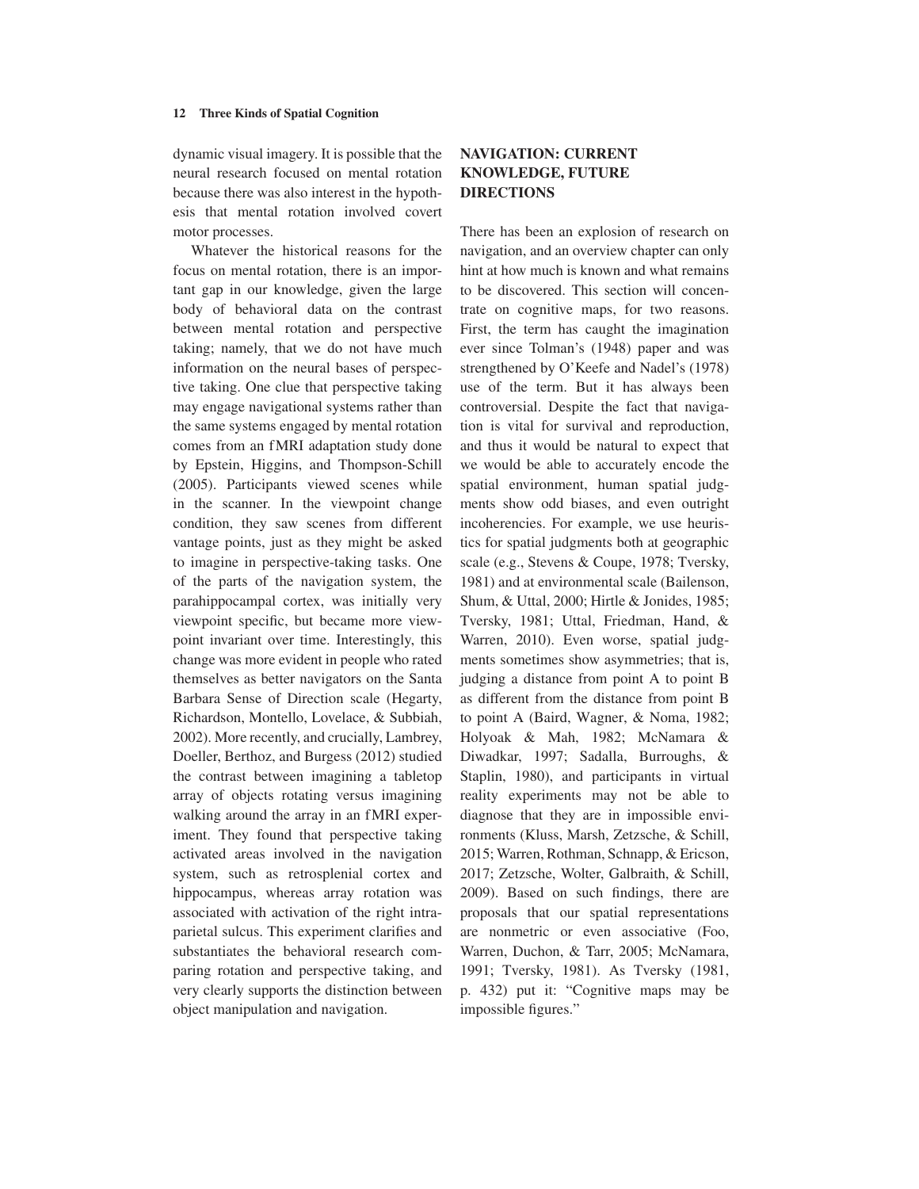dynamic visual imagery. It is possible that the neural research focused on mental rotation because there was also interest in the hypothesis that mental rotation involved covert motor processes.

Whatever the historical reasons for the focus on mental rotation, there is an important gap in our knowledge, given the large body of behavioral data on the contrast between mental rotation and perspective taking; namely, that we do not have much information on the neural bases of perspective taking. One clue that perspective taking may engage navigational systems rather than the same systems engaged by mental rotation comes from an fMRI adaptation study done by Epstein, Higgins, and Thompson-Schill (2005). Participants viewed scenes while in the scanner. In the viewpoint change condition, they saw scenes from different vantage points, just as they might be asked to imagine in perspective-taking tasks. One of the parts of the navigation system, the parahippocampal cortex, was initially very viewpoint specific, but became more viewpoint invariant over time. Interestingly, this change was more evident in people who rated themselves as better navigators on the Santa Barbara Sense of Direction scale (Hegarty, Richardson, Montello, Lovelace, & Subbiah, 2002). More recently, and crucially, Lambrey, Doeller, Berthoz, and Burgess (2012) studied the contrast between imagining a tabletop array of objects rotating versus imagining walking around the array in an fMRI experiment. They found that perspective taking activated areas involved in the navigation system, such as retrosplenial cortex and hippocampus, whereas array rotation was associated with activation of the right intraparietal sulcus. This experiment clarifies and substantiates the behavioral research comparing rotation and perspective taking, and very clearly supports the distinction between object manipulation and navigation.

## NAVIGATION: CURRENT KNOWLEDGE, FUTURE DIRECTIONS

There has been an explosion of research on navigation, and an overview chapter can only hint at how much is known and what remains to be discovered. This section will concentrate on cognitive maps, for two reasons. First, the term has caught the imagination ever since Tolman's (1948) paper and was strengthened by O'Keefe and Nadel's (1978) use of the term. But it has always been controversial. Despite the fact that navigation is vital for survival and reproduction, and thus it would be natural to expect that we would be able to accurately encode the spatial environment, human spatial judgments show odd biases, and even outright incoherencies. For example, we use heuristics for spatial judgments both at geographic scale (e.g., Stevens & Coupe, 1978; Tversky, 1981) and at environmental scale (Bailenson, Shum, & Uttal, 2000; Hirtle & Jonides, 1985; Tversky, 1981; Uttal, Friedman, Hand, & Warren, 2010). Even worse, spatial judgments sometimes show asymmetries; that is, judging a distance from point A to point B as different from the distance from point B to point A (Baird, Wagner, & Noma, 1982; Holyoak & Mah, 1982; McNamara & Diwadkar, 1997; Sadalla, Burroughs, & Staplin, 1980), and participants in virtual reality experiments may not be able to diagnose that they are in impossible environments (Kluss, Marsh, Zetzsche, & Schill, 2015; Warren, Rothman, Schnapp, & Ericson, 2017; Zetzsche, Wolter, Galbraith, & Schill, 2009). Based on such findings, there are proposals that our spatial representations are nonmetric or even associative (Foo, Warren, Duchon, & Tarr, 2005; McNamara, 1991; Tversky, 1981). As Tversky (1981, p. 432) put it: "Cognitive maps may be impossible figures."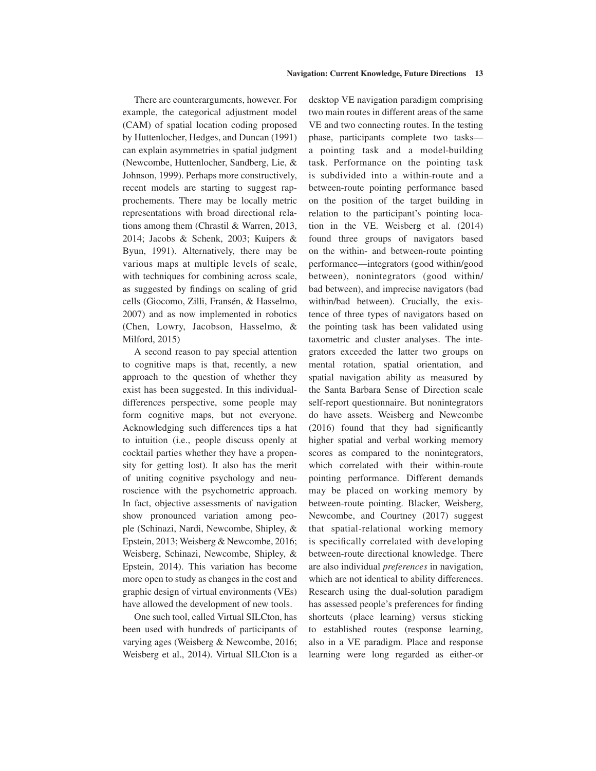There are counterarguments, however. For example, the categorical adjustment model (CAM) of spatial location coding proposed by Huttenlocher, Hedges, and Duncan (1991) can explain asymmetries in spatial judgment (Newcombe, Huttenlocher, Sandberg, Lie, & Johnson, 1999). Perhaps more constructively, recent models are starting to suggest rapprochements. There may be locally metric representations with broad directional relations among them (Chrastil & Warren, 2013, 2014; Jacobs & Schenk, 2003; Kuipers & Byun, 1991). Alternatively, there may be various maps at multiple levels of scale, with techniques for combining across scale, as suggested by findings on scaling of grid cells (Giocomo, Zilli, Fransén, & Hasselmo, 2007) and as now implemented in robotics (Chen, Lowry, Jacobson, Hasselmo, & Milford, 2015)

A second reason to pay special attention to cognitive maps is that, recently, a new approach to the question of whether they exist has been suggested. In this individual-differences perspective, some people may form cognitive maps, but not everyone. Acknowledging such differences tips a hat to intuition (i.e., people discuss openly at cocktail parties whether they have a propensity for getting lost). It also has the merit of uniting cognitive psychology and neuroscience with the psychometric approach. In fact, objective assessments of navigation show pronounced variation among people (Schinazi, Nardi, Newcombe, Shipley, & Epstein, 2013; Weisberg & Newcombe, 2016; Weisberg, Schinazi, Newcombe, Shipley, & Epstein, 2014). This variation has become more open to study as changes in the cost and graphic design of virtual environments (VEs) have allowed the development of new tools.

One such tool, called Virtual SILCton, has been used with hundreds of participants of varying ages (Weisberg & Newcombe, 2016; Weisberg et al., 2014). Virtual SILCton is a desktop VE navigation paradigm comprising two main routes in different areas of the same VE and two connecting routes. In the testing phase, participants complete two tasks—a pointing task and a model-building task. Performance on the pointing task is subdivided into a within-route and a between-route pointing performance based on the position of the target building in relation to the participant's pointing location in the VE. Weisberg et al. (2014) found three groups of navigators based on the within- and between-route pointing performance—integrators (good within/good between), nonintegrators (good within/bad between), and imprecise navigators (bad within/bad between). Crucially, the existence of three types of navigators based on the pointing task has been validated using taxometric and cluster analyses. The integrators exceeded the latter two groups on mental rotation, spatial orientation, and spatial navigation ability as measured by the Santa Barbara Sense of Direction scale self-report questionnaire. But nonintegrators do have assets. Weisberg and Newcombe (2016) found that they had significantly higher spatial and verbal working memory scores as compared to the nonintegrators, which correlated with their within-route pointing performance. Different demands may be placed on working memory by between-route pointing. Blacker, Weisberg, Newcombe, and Courtney (2017) suggest that spatial-relational working memory is specifically correlated with developing between-route directional knowledge. There are also individual *preferences* in navigation, which are not identical to ability differences. Research using the dual-solution paradigm has assessed people's preferences for finding shortcuts (place learning) versus sticking to established routes (response learning, also in a VE paradigm. Place and response learning were long regarded as either-or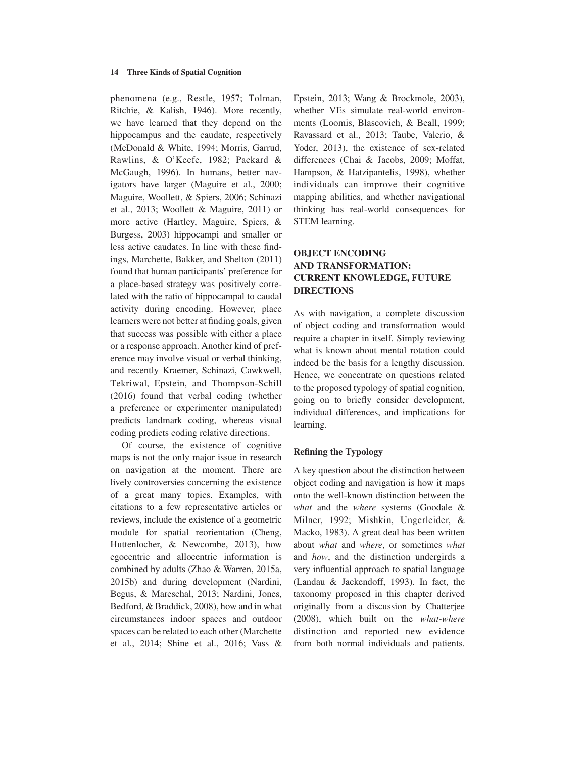phenomena (e.g., Restle, 1957; Tolman, Ritchie, & Kalish, 1946). More recently, we have learned that they depend on the hippocampus and the caudate, respectively (McDonald & White, 1994; Morris, Garrud, Rawlins, & O'Keefe, 1982; Packard & McGaugh, 1996). In humans, better navigators have larger (Maguire et al., 2000; Maguire, Woollett, & Spiers, 2006; Schinazi et al., 2013; Woollett & Maguire, 2011) or more active (Hartley, Maguire, Spiers, & Burgess, 2003) hippocampi and smaller or less active caudates. In line with these findings, Marchette, Bakker, and Shelton (2011) found that human participants' preference for a place-based strategy was positively correlated with the ratio of hippocampal to caudal activity during encoding. However, place learners were not better at finding goals, given that success was possible with either a place or a response approach. Another kind of preference may involve visual or verbal thinking, and recently Kraemer, Schinazi, Cawkwell, Tekriwal, Epstein, and Thompson-Schill (2016) found that verbal coding (whether a preference or experimenter manipulated) predicts landmark coding, whereas visual coding predicts coding relative directions.

Of course, the existence of cognitive maps is not the only major issue in research on navigation at the moment. There are lively controversies concerning the existence of a great many topics. Examples, with citations to a few representative articles or reviews, include the existence of a geometric module for spatial reorientation (Cheng, Huttenlocher, & Newcombe, 2013), how egocentric and allocentric information is combined by adults (Zhao & Warren, 2015a, 2015b) and during development (Nardini, Begus, & Mareschal, 2013; Nardini, Jones, Bedford, & Braddick, 2008), how and in what circumstances indoor spaces and outdoor spaces can be related to each other (Marchette et al., 2014; Shine et al., 2016; Vass & Epstein, 2013; Wang & Brockmole, 2003), whether VEs simulate real-world environments (Loomis, Blascovich, & Beall, 1999; Ravassard et al., 2013; Taube, Valerio, & Yoder, 2013), the existence of sex-related differences (Chai & Jacobs, 2009; Moffat, Hampson, & Hatzipantelis, 1998), whether individuals can improve their cognitive mapping abilities, and whether navigational thinking has real-world consequences for STEM learning.

## OBJECT ENCODING AND TRANSFORMATION: CURRENT KNOWLEDGE, FUTURE DIRECTIONS

As with navigation, a complete discussion of object coding and transformation would require a chapter in itself. Simply reviewing what is known about mental rotation could indeed be the basis for a lengthy discussion. Hence, we concentrate on questions related to the proposed typology of spatial cognition, going on to briefly consider development, individual differences, and implications for learning.

### Refining the Typology

A key question about the distinction between object coding and navigation is how it maps onto the well-known distinction between the *what* and the *where* systems (Goodale & Milner, 1992; Mishkin, Ungerleider, & Macko, 1983). A great deal has been written about *what* and *where*, or sometimes *what* and *how*, and the distinction undergirds a very influential approach to spatial language (Landau & Jackendoff, 1993). In fact, the taxonomy proposed in this chapter derived originally from a discussion by Chatterjee (2008), which built on the *what-where* distinction and reported new evidence from both normal individuals and patients.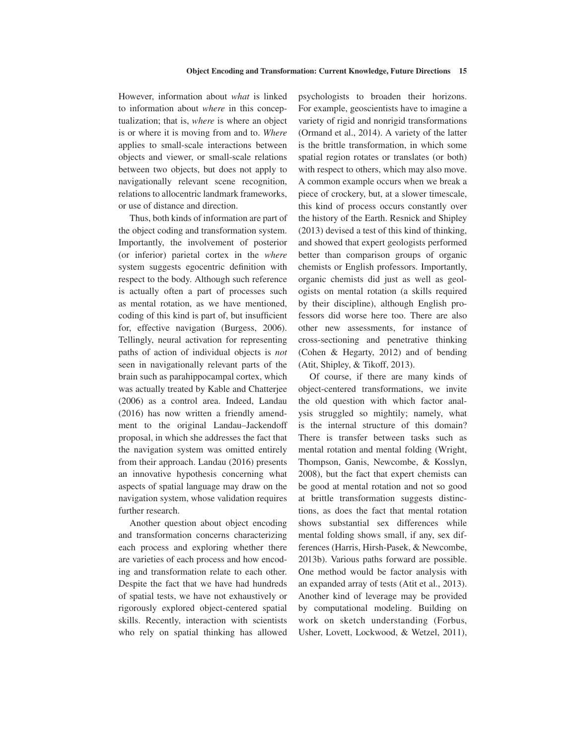However, information about *what* is linked to information about *where* in this conceptualization; that is, *where* is where an object is or where it is moving from and to. *Where* applies to small-scale interactions between objects and viewer, or small-scale relations between two objects, but does not apply to navigationally relevant scene recognition, relations to allocentric landmark frameworks, or use of distance and direction.

Thus, both kinds of information are part of the object coding and transformation system. Importantly, the involvement of posterior (or inferior) parietal cortex in the *where* system suggests egocentric definition with respect to the body. Although such reference is actually often a part of processes such as mental rotation, as we have mentioned, coding of this kind is part of, but insufficient for, effective navigation (Burgess, 2006). Tellingly, neural activation for representing paths of action of individual objects is *not* seen in navigationally relevant parts of the brain such as parahippocampal cortex, which was actually treated by Kable and Chatterjee (2006) as a control area. Indeed, Landau (2016) has now written a friendly amendment to the original Landau–Jackendoff proposal, in which she addresses the fact that the navigation system was omitted entirely from their approach. Landau (2016) presents an innovative hypothesis concerning what aspects of spatial language may draw on the navigation system, whose validation requires further research.

Another question about object encoding and transformation concerns characterizing each process and exploring whether there are varieties of each process and how encoding and transformation relate to each other. Despite the fact that we have had hundreds of spatial tests, we have not exhaustively or rigorously explored object-centered spatial skills. Recently, interaction with scientists who rely on spatial thinking has allowed psychologists to broaden their horizons. For example, geoscientists have to imagine a variety of rigid and nonrigid transformations (Ormand et al., 2014). A variety of the latter is the brittle transformation, in which some spatial region rotates or translates (or both) with respect to others, which may also move. A common example occurs when we break a piece of crockery, but, at a slower timescale, this kind of process occurs constantly over the history of the Earth. Resnick and Shipley (2013) devised a test of this kind of thinking, and showed that expert geologists performed better than comparison groups of organic chemists or English professors. Importantly, organic chemists did just as well as geologists on mental rotation (a skills required by their discipline), although English professors did worse here too. There are also other new assessments, for instance of cross-sectioning and penetrative thinking (Cohen & Hegarty, 2012) and of bending (Atit, Shipley, & Tikoff, 2013).

Of course, if there are many kinds of object-centered transformations, we invite the old question with which factor analysis struggled so mightily; namely, what is the internal structure of this domain? There is transfer between tasks such as mental rotation and mental folding (Wright, Thompson, Ganis, Newcombe, & Kosslyn, 2008), but the fact that expert chemists can be good at mental rotation and not so good at brittle transformation suggests distinctions, as does the fact that mental rotation shows substantial sex differences while mental folding shows small, if any, sex differences (Harris, Hirsh-Pasek, & Newcombe, 2013b). Various paths forward are possible. One method would be factor analysis with an expanded array of tests (Atit et al., 2013). Another kind of leverage may be provided by computational modeling. Building on work on sketch understanding (Forbus, Usher, Lovett, Lockwood, & Wetzel, 2011),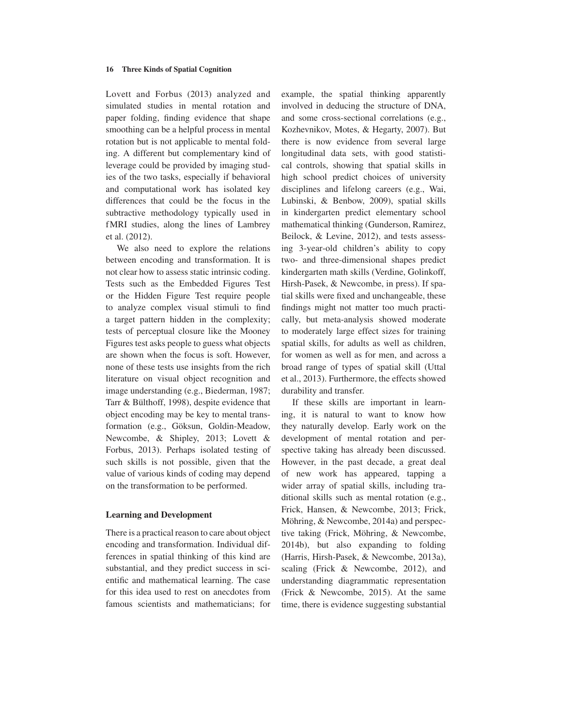Lovett and Forbus (2013) analyzed and simulated studies in mental rotation and paper folding, finding evidence that shape smoothing can be a helpful process in mental rotation but is not applicable to mental folding. A different but complementary kind of leverage could be provided by imaging studies of the two tasks, especially if behavioral and computational work has isolated key differences that could be the focus in the subtractive methodology typically used in fMRI studies, along the lines of Lambrey et al. (2012).

We also need to explore the relations between encoding and transformation. It is not clear how to assess static intrinsic coding. Tests such as the Embedded Figures Test or the Hidden Figure Test require people to analyze complex visual stimuli to find a target pattern hidden in the complexity; tests of perceptual closure like the Mooney Figures test asks people to guess what objects are shown when the focus is soft. However, none of these tests use insights from the rich literature on visual object recognition and image understanding (e.g., Biederman, 1987; Tarr & Bülthoff, 1998), despite evidence that object encoding may be key to mental transformation (e.g., Göksun, Goldin-Meadow, Newcombe, & Shipley, 2013; Lovett & Forbus, 2013). Perhaps isolated testing of such skills is not possible, given that the value of various kinds of coding may depend on the transformation to be performed.

### Learning and Development

There is a practical reason to care about object encoding and transformation. Individual differences in spatial thinking of this kind are substantial, and they predict success in scientific and mathematical learning. The case for this idea used to rest on anecdotes from famous scientists and mathematicians; for example, the spatial thinking apparently involved in deducing the structure of DNA, and some cross-sectional correlations (e.g., Kozhevnikov, Motes, & Hegarty, 2007). But there is now evidence from several large longitudinal data sets, with good statistical controls, showing that spatial skills in high school predict choices of university disciplines and lifelong careers (e.g., Wai, Lubinski, & Benbow, 2009), spatial skills in kindergarten predict elementary school mathematical thinking (Gunderson, Ramirez, Beilock, & Levine, 2012), and tests assessing 3-year-old children's ability to copy two- and three-dimensional shapes predict kindergarten math skills (Verdine, Golinkoff, Hirsh-Pasek, & Newcombe, in press). If spatial skills were fixed and unchangeable, these findings might not matter too much practically, but meta-analysis showed moderate to moderately large effect sizes for training spatial skills, for adults as well as children, for women as well as for men, and across a broad range of types of spatial skill (Uttal et al., 2013). Furthermore, the effects showed durability and transfer.

If these skills are important in learning, it is natural to want to know how they naturally develop. Early work on the development of mental rotation and perspective taking has already been discussed. However, in the past decade, a great deal of new work has appeared, tapping a wider array of spatial skills, including traditional skills such as mental rotation (e.g., Frick, Hansen, & Newcombe, 2013; Frick, Möhring, & Newcombe, 2014a) and perspective taking (Frick, Möhring, & Newcombe, 2014b), but also expanding to folding (Harris, Hirsh-Pasek, & Newcombe, 2013a), scaling (Frick & Newcombe, 2012), and understanding diagrammatic representation (Frick & Newcombe, 2015). At the same time, there is evidence suggesting substantial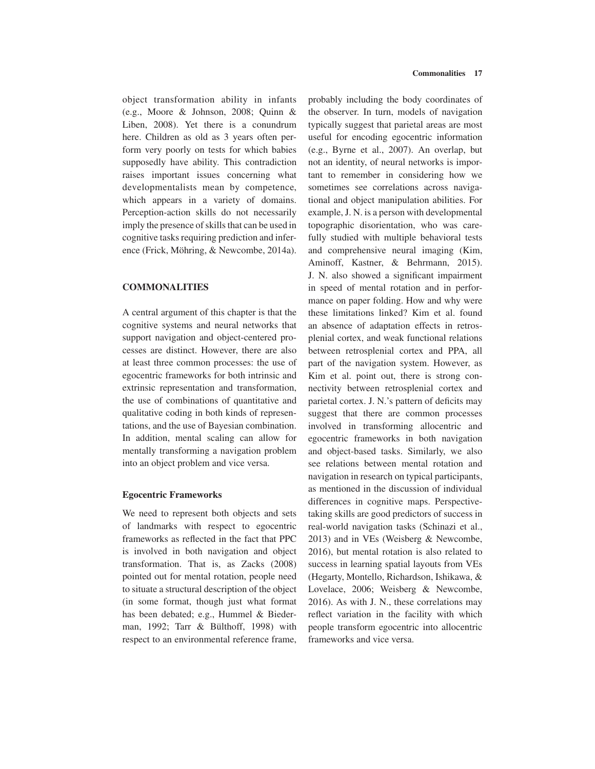object transformation ability in infants (e.g., Moore & Johnson, 2008; Quinn & Liben, 2008). Yet there is a conundrum here. Children as old as 3 years often perform very poorly on tests for which babies supposedly have ability. This contradiction raises important issues concerning what developmentalists mean by competence, which appears in a variety of domains. Perception-action skills do not necessarily imply the presence of skills that can be used in cognitive tasks requiring prediction and inference (Frick, Möhring, & Newcombe, 2014a).

## COMMONALITIES

A central argument of this chapter is that the cognitive systems and neural networks that support navigation and object-centered processes are distinct. However, there are also at least three common processes: the use of egocentric frameworks for both intrinsic and extrinsic representation and transformation, the use of combinations of quantitative and qualitative coding in both kinds of representations, and the use of Bayesian combination. In addition, mental scaling can allow for mentally transforming a navigation problem into an object problem and vice versa.

### Egocentric Frameworks

We need to represent both objects and sets of landmarks with respect to egocentric frameworks as reflected in the fact that PPC is involved in both navigation and object transformation. That is, as Zacks (2008) pointed out for mental rotation, people need to situate a structural description of the object (in some format, though just what format has been debated; e.g., Hummel & Biederman, 1992; Tarr & Bülthoff, 1998) with respect to an environmental reference frame, probably including the body coordinates of the observer. In turn, models of navigation typically suggest that parietal areas are most useful for encoding egocentric information (e.g., Byrne et al., 2007). An overlap, but not an identity, of neural networks is important to remember in considering how we sometimes see correlations across navigational and object manipulation abilities. For example, J. N. is a person with developmental topographic disorientation, who was carefully studied with multiple behavioral tests and comprehensive neural imaging (Kim, Aminoff, Kastner, & Behrmann, 2015). J. N. also showed a significant impairment in speed of mental rotation and in performance on paper folding. How and why were these limitations linked? Kim et al. found an absence of adaptation effects in retrosplenial cortex, and weak functional relations between retrosplenial cortex and PPA, all part of the navigation system. However, as Kim et al. point out, there is strong connectivity between retrosplenial cortex and parietal cortex. J. N.'s pattern of deficits may suggest that there are common processes involved in transforming allocentric and egocentric frameworks in both navigation and object-based tasks. Similarly, we also see relations between mental rotation and navigation in research on typical participants, as mentioned in the discussion of individual differences in cognitive maps. Perspective-taking skills are good predictors of success in real-world navigation tasks (Schinazi et al., 2013) and in VEs (Weisberg & Newcombe, 2016), but mental rotation is also related to success in learning spatial layouts from VEs (Hegarty, Montello, Richardson, Ishikawa, & Lovelace, 2006; Weisberg & Newcombe, 2016). As with J. N., these correlations may reflect variation in the facility with which people transform egocentric into allocentric frameworks and vice versa.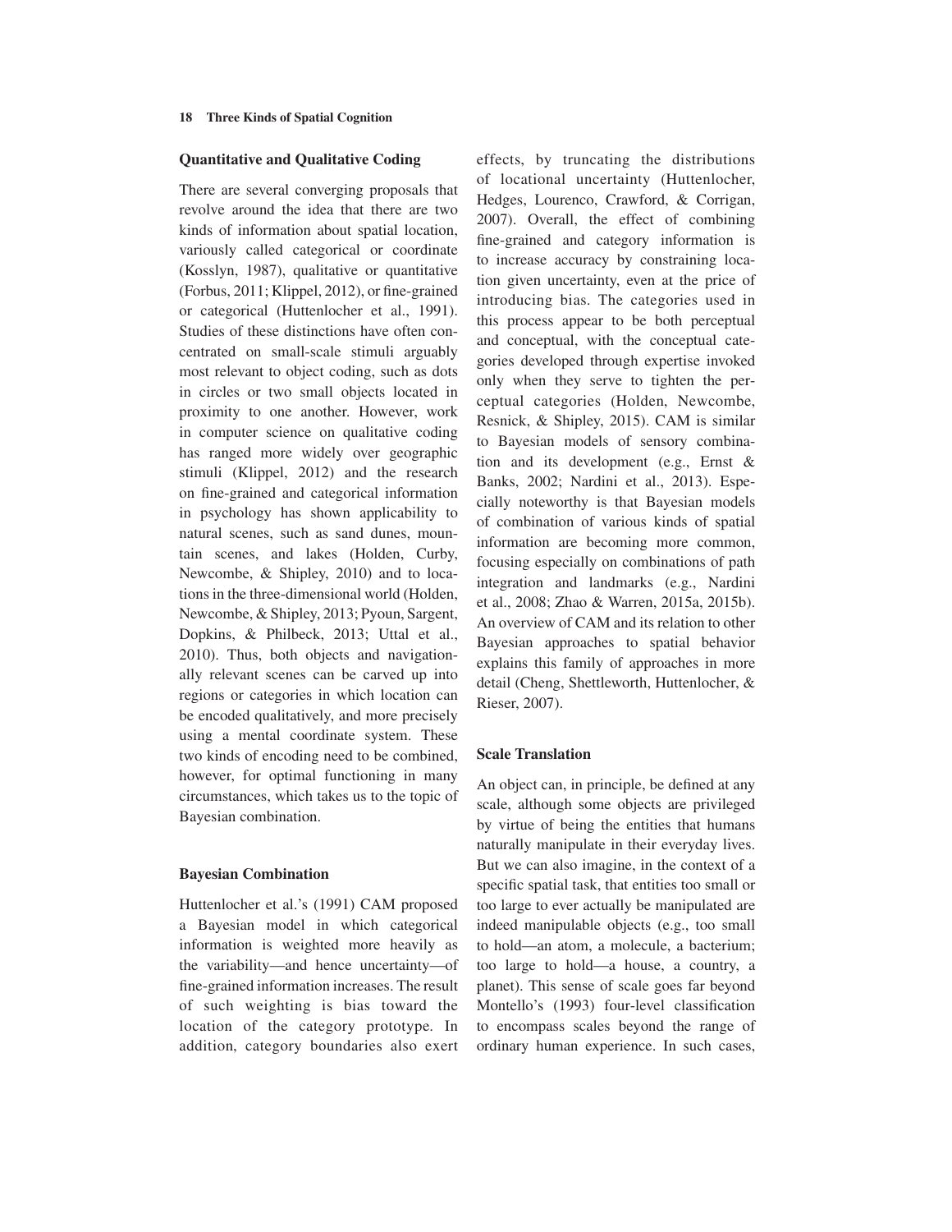### Quantitative and Qualitative Coding

There are several converging proposals that revolve around the idea that there are two kinds of information about spatial location, variously called categorical or coordinate (Kosslyn, 1987), qualitative or quantitative (Forbus, 2011; Klippel, 2012), or fine-grained or categorical (Huttenlocher et al., 1991). Studies of these distinctions have often concentrated on small-scale stimuli arguably most relevant to object coding, such as dots in circles or two small objects located in proximity to one another. However, work in computer science on qualitative coding has ranged more widely over geographic stimuli (Klippel, 2012) and the research on fine-grained and categorical information in psychology has shown applicability to natural scenes, such as sand dunes, mountain scenes, and lakes (Holden, Curby, Newcombe, & Shipley, 2010) and to locations in the three-dimensional world (Holden, Newcombe, & Shipley, 2013; Pyoun, Sargent, Dopkins, & Philbeck, 2013; Uttal et al., 2010). Thus, both objects and navigationally relevant scenes can be carved up into regions or categories in which location can be encoded qualitatively, and more precisely using a mental coordinate system. These two kinds of encoding need to be combined, however, for optimal functioning in many circumstances, which takes us to the topic of Bayesian combination.

### Bayesian Combination

Huttenlocher et al.'s (1991) CAM proposed a Bayesian model in which categorical information is weighted more heavily as the variability—and hence uncertainty—of fine-grained information increases. The result of such weighting is bias toward the location of the category prototype. In addition, category boundaries also exert effects, by truncating the distributions of locational uncertainty (Huttenlocher, Hedges, Lourenco, Crawford, & Corrigan, 2007). Overall, the effect of combining fine-grained and category information is to increase accuracy by constraining location given uncertainty, even at the price of introducing bias. The categories used in this process appear to be both perceptual and conceptual, with the conceptual categories developed through expertise invoked only when they serve to tighten the perceptual categories (Holden, Newcombe, Resnick, & Shipley, 2015). CAM is similar to Bayesian models of sensory combination and its development (e.g., Ernst & Banks, 2002; Nardini et al., 2013). Especially noteworthy is that Bayesian models of combination of various kinds of spatial information are becoming more common, focusing especially on combinations of path integration and landmarks (e.g., Nardini et al., 2008; Zhao & Warren, 2015a, 2015b). An overview of CAM and its relation to other Bayesian approaches to spatial behavior explains this family of approaches in more detail (Cheng, Shettleworth, Huttenlocher, & Rieser, 2007).

### Scale Translation

An object can, in principle, be defined at any scale, although some objects are privileged by virtue of being the entities that humans naturally manipulate in their everyday lives. But we can also imagine, in the context of a specific spatial task, that entities too small or too large to ever actually be manipulated are indeed manipulable objects (e.g., too small to hold—an atom, a molecule, a bacterium; too large to hold—a house, a country, a planet). This sense of scale goes far beyond Montello's (1993) four-level classification to encompass scales beyond the range of ordinary human experience. In such cases,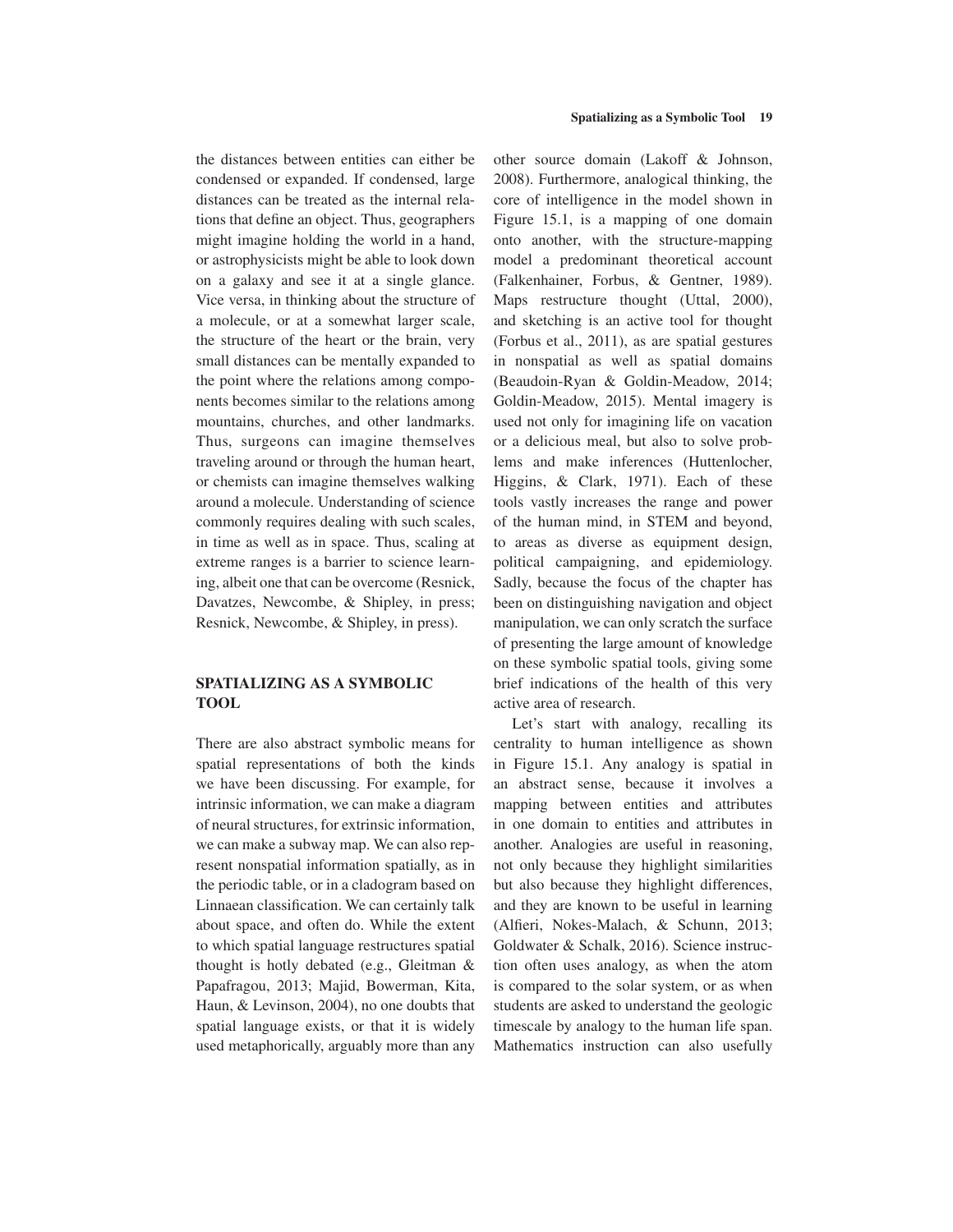the distances between entities can either be condensed or expanded. If condensed, large distances can be treated as the internal relations that define an object. Thus, geographers might imagine holding the world in a hand, or astrophysicists might be able to look down on a galaxy and see it at a single glance. Vice versa, in thinking about the structure of a molecule, or at a somewhat larger scale, the structure of the heart or the brain, very small distances can be mentally expanded to the point where the relations among components becomes similar to the relations among mountains, churches, and other landmarks. Thus, surgeons can imagine themselves traveling around or through the human heart, or chemists can imagine themselves walking around a molecule. Understanding of science commonly requires dealing with such scales, in time as well as in space. Thus, scaling at extreme ranges is a barrier to science learning, albeit one that can be overcome (Resnick, Davatzes, Newcombe, & Shipley, in press; Resnick, Newcombe, & Shipley, in press).

## SPATIALIZING AS A SYMBOLIC TOOL

There are also abstract symbolic means for spatial representations of both the kinds we have been discussing. For example, for intrinsic information, we can make a diagram of neural structures, for extrinsic information, we can make a subway map. We can also represent nonspatial information spatially, as in the periodic table, or in a cladogram based on Linnaean classification. We can certainly talk about space, and often do. While the extent to which spatial language restructures spatial thought is hotly debated (e.g., Gleitman & Papafragou, 2013; Majid, Bowerman, Kita, Haun, & Levinson, 2004), no one doubts that spatial language exists, or that it is widely used metaphorically, arguably more than any other source domain (Lakoff & Johnson, 2008). Furthermore, analogical thinking, the core of intelligence in the model shown in Figure 15.1, is a mapping of one domain onto another, with the structure-mapping model a predominant theoretical account (Falkenhainer, Forbus, & Gentner, 1989). Maps restructure thought (Uttal, 2000), and sketching is an active tool for thought (Forbus et al., 2011), as are spatial gestures in nonspatial as well as spatial domains (Beaudoin-Ryan & Goldin-Meadow, 2014; Goldin-Meadow, 2015). Mental imagery is used not only for imagining life on vacation or a delicious meal, but also to solve problems and make inferences (Huttenlocher, Higgins, & Clark, 1971). Each of these tools vastly increases the range and power of the human mind, in STEM and beyond, to areas as diverse as equipment design, political campaigning, and epidemiology. Sadly, because the focus of the chapter has been on distinguishing navigation and object manipulation, we can only scratch the surface of presenting the large amount of knowledge on these symbolic spatial tools, giving some brief indications of the health of this very active area of research.

Let's start with analogy, recalling its centrality to human intelligence as shown in Figure 15.1. Any analogy is spatial in an abstract sense, because it involves a mapping between entities and attributes in one domain to entities and attributes in another. Analogies are useful in reasoning, not only because they highlight similarities but also because they highlight differences, and they are known to be useful in learning (Alfieri, Nokes-Malach, & Schunn, 2013; Goldwater & Schalk, 2016). Science instruction often uses analogy, as when the atom is compared to the solar system, or as when students are asked to understand the geologic timescale by analogy to the human life span. Mathematics instruction can also usefully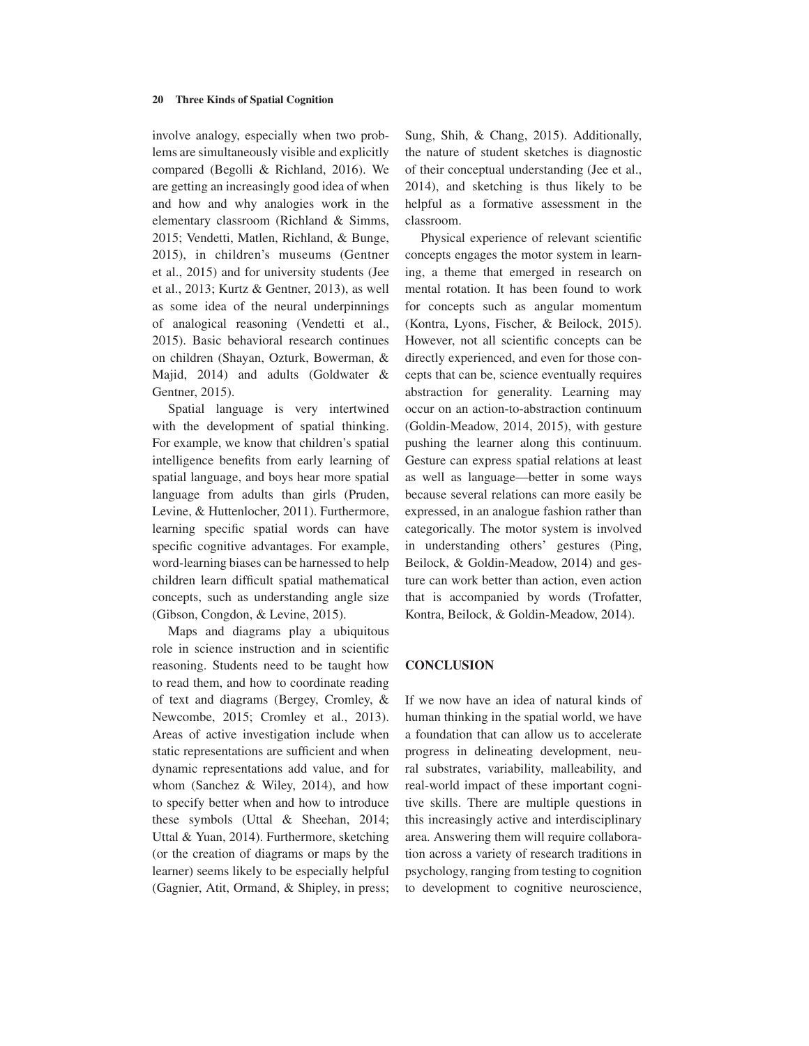involve analogy, especially when two problems are simultaneously visible and explicitly compared (Begolli & Richland, 2016). We are getting an increasingly good idea of when and how and why analogies work in the elementary classroom (Richland & Simms, 2015; Vendetti, Matlen, Richland, & Bunge, 2015), in children's museums (Gentner et al., 2015) and for university students (Jee et al., 2013; Kurtz & Gentner, 2013), as well as some idea of the neural underpinnings of analogical reasoning (Vendetti et al., 2015). Basic behavioral research continues on children (Shayan, Ozturk, Bowerman, & Majid, 2014) and adults (Goldwater & Gentner, 2015).

Spatial language is very intertwined with the development of spatial thinking. For example, we know that children's spatial intelligence benefits from early learning of spatial language, and boys hear more spatial language from adults than girls (Pruden, Levine, & Huttenlocher, 2011). Furthermore, learning specific spatial words can have specific cognitive advantages. For example, word-learning biases can be harnessed to help children learn difficult spatial mathematical concepts, such as understanding angle size (Gibson, Congdon, & Levine, 2015).

Maps and diagrams play a ubiquitous role in science instruction and in scientific reasoning. Students need to be taught how to read them, and how to coordinate reading of text and diagrams (Bergey, Cromley, & Newcombe, 2015; Cromley et al., 2013). Areas of active investigation include when static representations are sufficient and when dynamic representations add value, and for whom (Sanchez & Wiley, 2014), and how to specify better when and how to introduce these symbols (Uttal & Sheehan, 2014; Uttal & Yuan, 2014). Furthermore, sketching (or the creation of diagrams or maps by the learner) seems likely to be especially helpful (Gagnier, Atit, Ormand, & Shipley, in press; Sung, Shih, & Chang, 2015). Additionally, the nature of student sketches is diagnostic of their conceptual understanding (Jee et al., 2014), and sketching is thus likely to be helpful as a formative assessment in the classroom.

Physical experience of relevant scientific concepts engages the motor system in learning, a theme that emerged in research on mental rotation. It has been found to work for concepts such as angular momentum (Kontra, Lyons, Fischer, & Beilock, 2015). However, not all scientific concepts can be directly experienced, and even for those concepts that can be, science eventually requires abstraction for generality. Learning may occur on an action-to-abstraction continuum (Goldin-Meadow, 2014, 2015), with gesture pushing the learner along this continuum. Gesture can express spatial relations at least as well as language—better in some ways because several relations can more easily be expressed, in an analogue fashion rather than categorically. The motor system is involved in understanding others' gestures (Ping, Beilock, & Goldin-Meadow, 2014) and gesture can work better than action, even action that is accompanied by words (Trofatter, Kontra, Beilock, & Goldin-Meadow, 2014).

## CONCLUSION

If we now have an idea of natural kinds of human thinking in the spatial world, we have a foundation that can allow us to accelerate progress in delineating development, neural substrates, variability, malleability, and real-world impact of these important cognitive skills. There are multiple questions in this increasingly active and interdisciplinary area. Answering them will require collaboration across a variety of research traditions in psychology, ranging from testing to cognition to development to cognitive neuroscience,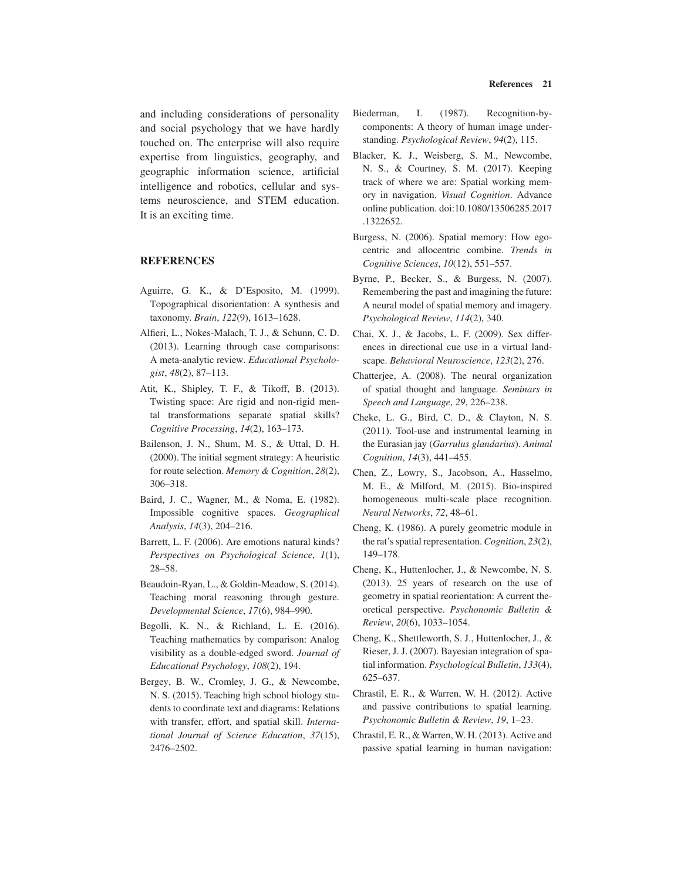and including considerations of personality and social psychology that we have hardly touched on. The enterprise will also require expertise from linguistics, geography, and geographic information science, artificial intelligence and robotics, cellular and systems neuroscience, and STEM education. It is an exciting time.

## REFERENCES

Aguirre, G. K., & D'Esposito, M. (1999). Topographical disorientation: A synthesis and taxonomy. *Brain*, *122*(9), 1613–1628.

Alfieri, L., Nokes-Malach, T. J., & Schunn, C. D. (2013). Learning through case comparisons: A meta-analytic review. *Educational Psychologist*, *48*(2), 87–113.

Atit, K., Shipley, T. F., & Tikoff, B. (2013). Twisting space: Are rigid and non-rigid mental transformations separate spatial skills? *Cognitive Processing*, *14*(2), 163–173.

Bailenson, J. N., Shum, M. S., & Uttal, D. H. (2000). The initial segment strategy: A heuristic for route selection. *Memory & Cognition*, *28*(2), 306–318.

Baird, J. C., Wagner, M., & Noma, E. (1982). Impossible cognitive spaces. *Geographical Analysis*, *14*(3), 204–216.

Barrett, L. F. (2006). Are emotions natural kinds? *Perspectives on Psychological Science*, *1*(1), 28–58.

Beaudoin-Ryan, L., & Goldin-Meadow, S. (2014). Teaching moral reasoning through gesture. *Developmental Science*, *17*(6), 984–990.

Begolli, K. N., & Richland, L. E. (2016). Teaching mathematics by comparison: Analog visibility as a double-edged sword. *Journal of Educational Psychology*, *108*(2), 194.

Bergey, B. W., Cromley, J. G., & Newcombe, N. S. (2015). Teaching high school biology students to coordinate text and diagrams: Relations with transfer, effort, and spatial skill. *International Journal of Science Education*, *37*(15), 2476–2502.

Biederman, I. (1987). Recognition-by-components: A theory of human image understanding. *Psychological Review*, *94*(2), 115.

Blacker, K. J., Weisberg, S. M., Newcombe, N. S., & Courtney, S. M. (2017). Keeping track of where we are: Spatial working memory in navigation. *Visual Cognition*. Advance online publication. doi:10.1080/13506285.2017.1322652.

Burgess, N. (2006). Spatial memory: How egocentric and allocentric combine. *Trends in Cognitive Sciences*, *10*(12), 551–557.

Byrne, P., Becker, S., & Burgess, N. (2007). Remembering the past and imagining the future: A neural model of spatial memory and imagery. *Psychological Review*, *114*(2), 340.

Chai, X. J., & Jacobs, L. F. (2009). Sex differences in directional cue use in a virtual landscape. *Behavioral Neuroscience*, *123*(2), 276.

Chatterjee, A. (2008). The neural organization of spatial thought and language. *Seminars in Speech and Language*, *29*, 226–238.

Cheke, L. G., Bird, C. D., & Clayton, N. S. (2011). Tool-use and instrumental learning in the Eurasian jay (*Garrulus glandarius*). *Animal Cognition*, *14*(3), 441–455.

Chen, Z., Lowry, S., Jacobson, A., Hasselmo, M. E., & Milford, M. (2015). Bio-inspired homogeneous multi-scale place recognition. *Neural Networks*, *72*, 48–61.

Cheng, K. (1986). A purely geometric module in the rat's spatial representation. *Cognition*, *23*(2), 149–178.

Cheng, K., Huttenlocher, J., & Newcombe, N. S. (2013). 25 years of research on the use of geometry in spatial reorientation: A current theoretical perspective. *Psychonomic Bulletin & Review*, *20*(6), 1033–1054.

Cheng, K., Shettleworth, S. J., Huttenlocher, J., & Rieser, J. J. (2007). Bayesian integration of spatial information. *Psychological Bulletin*, *133*(4), 625–637.

Chrastil, E. R., & Warren, W. H. (2012). Active and passive contributions to spatial learning. *Psychonomic Bulletin & Review*, *19*, 1–23.

Chrastil, E. R., & Warren, W. H. (2013). Active and passive spatial learning in human navigation: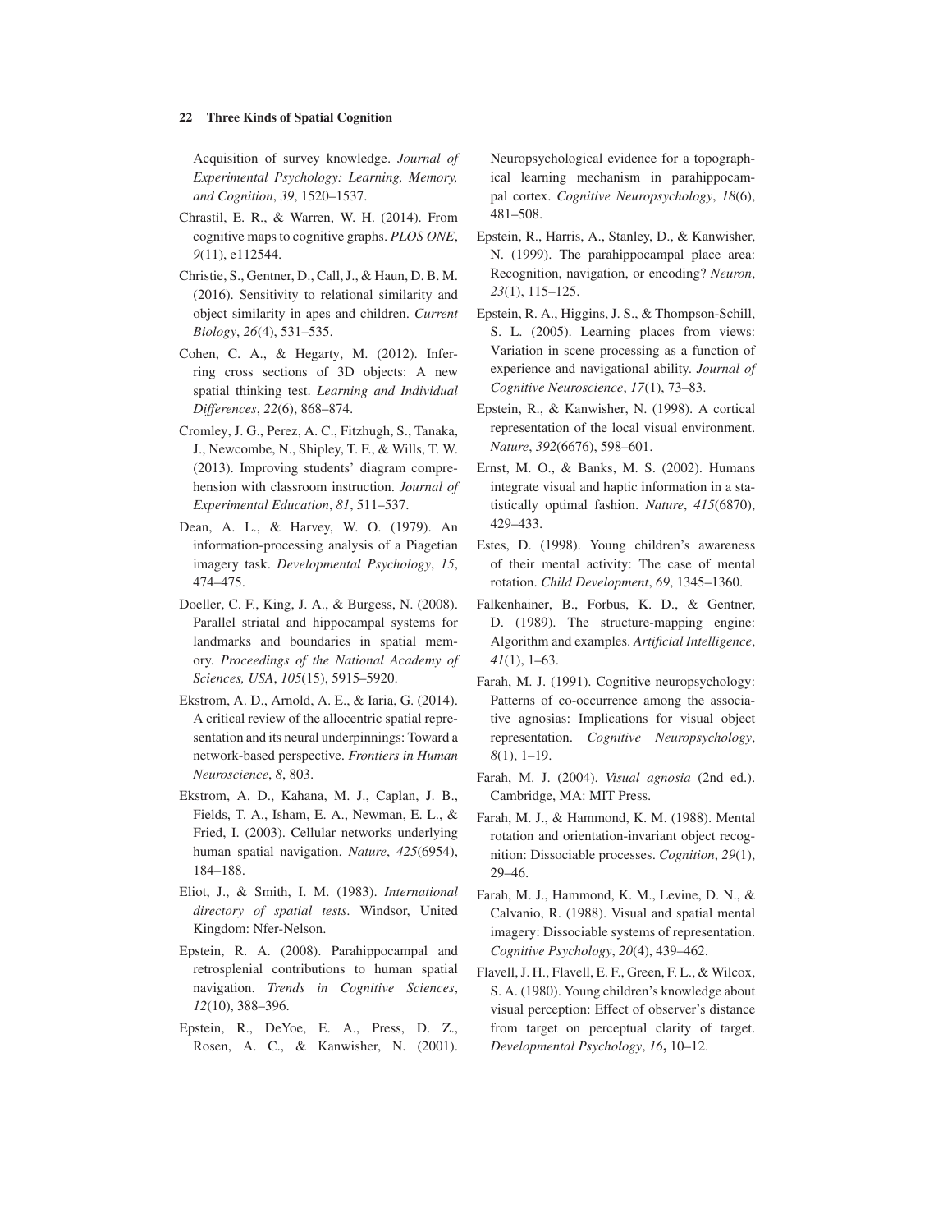Acquisition of survey knowledge. *Journal of Experimental Psychology: Learning, Memory, and Cognition*, *39*, 1520–1537.

Chrastil, E. R., & Warren, W. H. (2014). From cognitive maps to cognitive graphs. *PLOS ONE*, *9*(11), e112544.

Christie, S., Gentner, D., Call, J., & Haun, D. B. M. (2016). Sensitivity to relational similarity and object similarity in apes and children. *Current Biology*, *26*(4), 531–535.

Cohen, C. A., & Hegarty, M. (2012). Inferring cross sections of 3D objects: A new spatial thinking test. *Learning and Individual Differences*, *22*(6), 868–874.

Cromley, J. G., Perez, A. C., Fitzhugh, S., Tanaka, J., Newcombe, N., Shipley, T. F., & Wills, T. W. (2013). Improving students' diagram comprehension with classroom instruction. *Journal of Experimental Education*, *81*, 511–537.

Dean, A. L., & Harvey, W. O. (1979). An information-processing analysis of a Piagetian imagery task. *Developmental Psychology*, *15*, 474–475.

Doeller, C. F., King, J. A., & Burgess, N. (2008). Parallel striatal and hippocampal systems for landmarks and boundaries in spatial memory. *Proceedings of the National Academy of Sciences, USA*, *105*(15), 5915–5920.

Ekstrom, A. D., Arnold, A. E., & Iaria, G. (2014). A critical review of the allocentric spatial representation and its neural underpinnings: Toward a network-based perspective. *Frontiers in Human Neuroscience*, *8*, 803.

Ekstrom, A. D., Kahana, M. J., Caplan, J. B., Fields, T. A., Isham, E. A., Newman, E. L., & Fried, I. (2003). Cellular networks underlying human spatial navigation. *Nature*, *425*(6954), 184–188.

Eliot, J., & Smith, I. M. (1983). *International directory of spatial tests*. Windsor, United Kingdom: Nfer-Nelson.

Epstein, R. A. (2008). Parahippocampal and retrosplenial contributions to human spatial navigation. *Trends in Cognitive Sciences*, *12*(10), 388–396.

Epstein, R., DeYoe, E. A., Press, D. Z., Rosen, A. C., & Kanwisher, N. (2001). Neuropsychological evidence for a topographical learning mechanism in parahippocampal cortex. *Cognitive Neuropsychology*, *18*(6), 481–508.

Epstein, R., Harris, A., Stanley, D., & Kanwisher, N. (1999). The parahippocampal place area: Recognition, navigation, or encoding? *Neuron*, *23*(1), 115–125.

Epstein, R. A., Higgins, J. S., & Thompson-Schill, S. L. (2005). Learning places from views: Variation in scene processing as a function of experience and navigational ability. *Journal of Cognitive Neuroscience*, *17*(1), 73–83.

Epstein, R., & Kanwisher, N. (1998). A cortical representation of the local visual environment. *Nature*, *392*(6676), 598–601.

Ernst, M. O., & Banks, M. S. (2002). Humans integrate visual and haptic information in a statistically optimal fashion. *Nature*, *415*(6870), 429–433.

Estes, D. (1998). Young children's awareness of their mental activity: The case of mental rotation. *Child Development*, *69*, 1345–1360.

Falkenhainer, B., Forbus, K. D., & Gentner, D. (1989). The structure-mapping engine: Algorithm and examples. *Artificial Intelligence*, *41*(1), 1–63.

Farah, M. J. (1991). Cognitive neuropsychology: Patterns of co-occurrence among the associative agnosias: Implications for visual object representation. *Cognitive Neuropsychology*, *8*(1), 1–19.

Farah, M. J. (2004). *Visual agnosia* (2nd ed.). Cambridge, MA: MIT Press.

Farah, M. J., & Hammond, K. M. (1988). Mental rotation and orientation-invariant object recognition: Dissociable processes. *Cognition*, *29*(1), 29–46.

Farah, M. J., Hammond, K. M., Levine, D. N., & Calvanio, R. (1988). Visual and spatial mental imagery: Dissociable systems of representation. *Cognitive Psychology*, *20*(4), 439–462.

Flavell, J. H., Flavell, E. F., Green, F. L., & Wilcox, S. A. (1980). Young children's knowledge about visual perception: Effect of observer's distance from target on perceptual clarity of target. *Developmental Psychology*, *16***,** 10–12.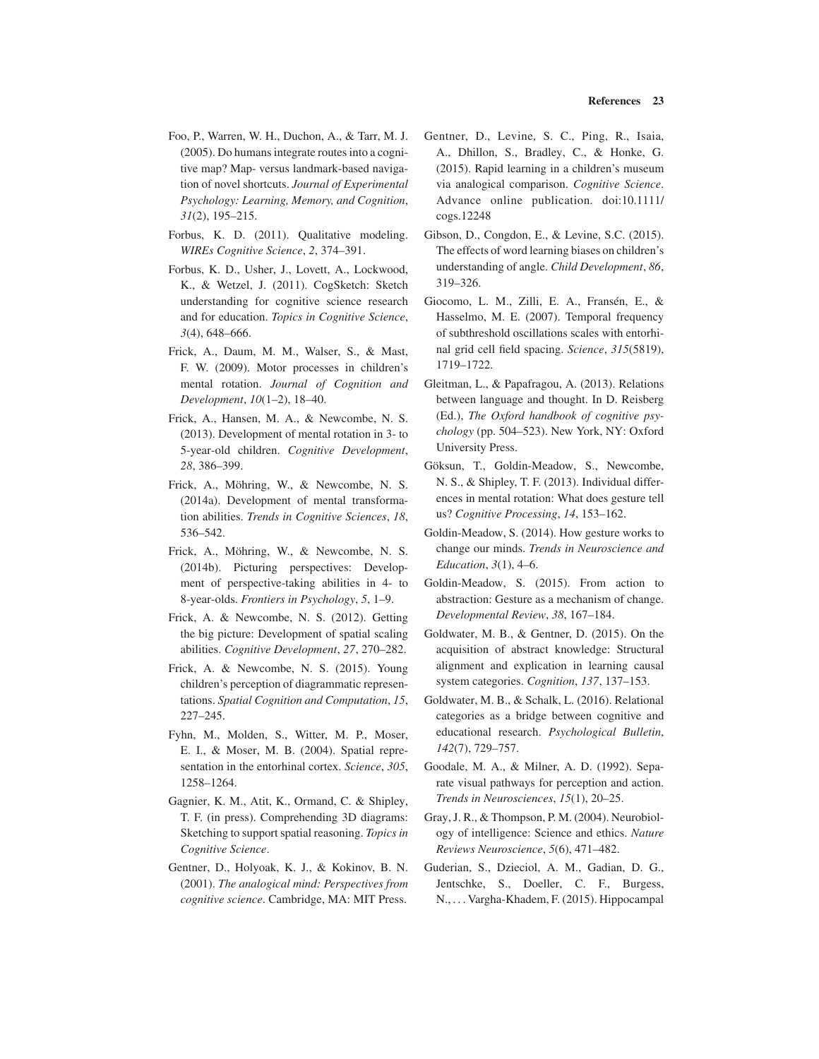Foo, P., Warren, W. H., Duchon, A., & Tarr, M. J. (2005). Do humans integrate routes into a cognitive map? Map- versus landmark-based navigation of novel shortcuts. *Journal of Experimental Psychology: Learning, Memory, and Cognition*, *31*(2), 195–215.

Forbus, K. D. (2011). Qualitative modeling. *WIREs Cognitive Science*, *2*, 374–391.

Forbus, K. D., Usher, J., Lovett, A., Lockwood, K., & Wetzel, J. (2011). CogSketch: Sketch understanding for cognitive science research and for education. *Topics in Cognitive Science*, *3*(4), 648–666.

Frick, A., Daum, M. M., Walser, S., & Mast, F. W. (2009). Motor processes in children's mental rotation. *Journal of Cognition and Development*, *10*(1–2), 18–40.

Frick, A., Hansen, M. A., & Newcombe, N. S. (2013). Development of mental rotation in 3- to 5-year-old children. *Cognitive Development*, *28*, 386–399.

Frick, A., Möhring, W., & Newcombe, N. S. (2014a). Development of mental transformation abilities. *Trends in Cognitive Sciences*, *18*, 536–542.

Frick, A., Möhring, W., & Newcombe, N. S. (2014b). Picturing perspectives: Development of perspective-taking abilities in 4- to 8-year-olds. *Frontiers in Psychology*, *5*, 1–9.

Frick, A. & Newcombe, N. S. (2012). Getting the big picture: Development of spatial scaling abilities. *Cognitive Development*, *27*, 270–282.

Frick, A. & Newcombe, N. S. (2015). Young children's perception of diagrammatic representations. *Spatial Cognition and Computation*, *15*, 227–245.

Fyhn, M., Molden, S., Witter, M. P., Moser, E. I., & Moser, M. B. (2004). Spatial representation in the entorhinal cortex. *Science*, *305*, 1258–1264.

Gagnier, K. M., Atit, K., Ormand, C. & Shipley, T. F. (in press). Comprehending 3D diagrams: Sketching to support spatial reasoning. *Topics in Cognitive Science*.

Gentner, D., Holyoak, K. J., & Kokinov, B. N. (2001). *The analogical mind: Perspectives from cognitive science*. Cambridge, MA: MIT Press.

Gentner, D., Levine, S. C., Ping, R., Isaia, A., Dhillon, S., Bradley, C., & Honke, G. (2015). Rapid learning in a children's museum via analogical comparison. *Cognitive Science*. Advance online publication. doi:10.1111/cogs.12248

Gibson, D., Congdon, E., & Levine, S.C. (2015). The effects of word learning biases on children's understanding of angle. *Child Development*, *86*, 319–326.

Giocomo, L. M., Zilli, E. A., Fransén, E., & Hasselmo, M. E. (2007). Temporal frequency of subthreshold oscillations scales with entorhinal grid cell field spacing. *Science*, *315*(5819), 1719–1722.

Gleitman, L., & Papafragou, A. (2013). Relations between language and thought. In D. Reisberg (Ed.), *The Oxford handbook of cognitive psychology* (pp. 504–523). New York, NY: Oxford University Press.

Göksun, T., Goldin-Meadow, S., Newcombe, N. S., & Shipley, T. F. (2013). Individual differences in mental rotation: What does gesture tell us? *Cognitive Processing*, *14*, 153–162.

Goldin-Meadow, S. (2014). How gesture works to change our minds. *Trends in Neuroscience and Education*, *3*(1), 4–6.

Goldin-Meadow, S. (2015). From action to abstraction: Gesture as a mechanism of change. *Developmental Review*, *38*, 167–184.

Goldwater, M. B., & Gentner, D. (2015). On the acquisition of abstract knowledge: Structural alignment and explication in learning causal system categories. *Cognition*, *137*, 137–153.

Goldwater, M. B., & Schalk, L. (2016). Relational categories as a bridge between cognitive and educational research. *Psychological Bulletin*, *142*(7), 729–757.

Goodale, M. A., & Milner, A. D. (1992). Separate visual pathways for perception and action. *Trends in Neurosciences*, *15*(1), 20–25.

Gray, J. R., & Thompson, P. M. (2004). Neurobiology of intelligence: Science and ethics. *Nature Reviews Neuroscience*, *5*(6), 471–482.

Guderian, S., Dzieciol, A. M., Gadian, D. G., Jentschke, S., Doeller, C. F., Burgess, N., . . . Vargha-Khadem, F. (2015). Hippocampal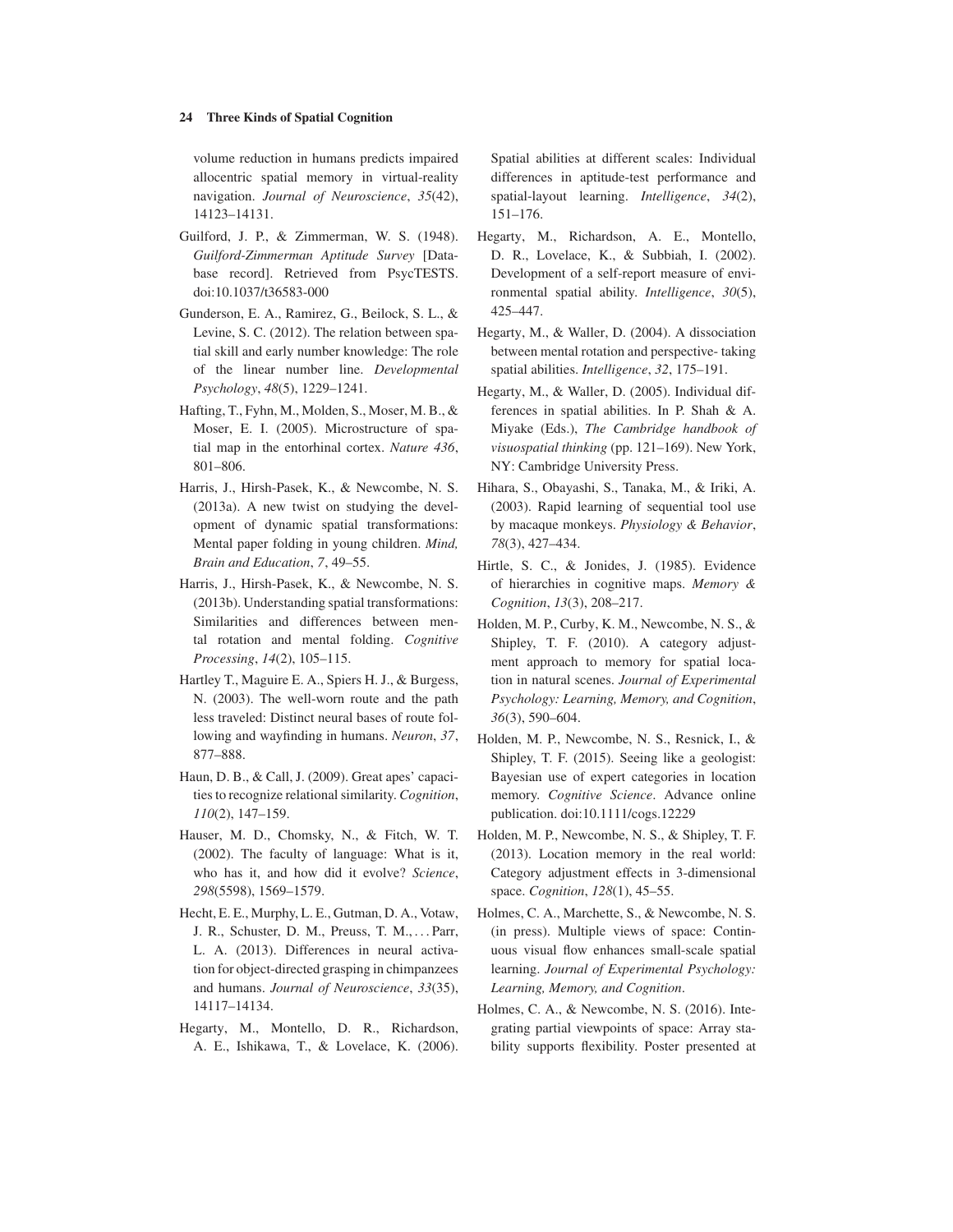volume reduction in humans predicts impaired allocentric spatial memory in virtual-reality navigation. *Journal of Neuroscience*, *35*(42), 14123–14131.

Guilford, J. P., & Zimmerman, W. S. (1948). *Guilford-Zimmerman Aptitude Survey* [Database record]. Retrieved from PsycTESTS. doi:10.1037/t36583-000

Gunderson, E. A., Ramirez, G., Beilock, S. L., & Levine, S. C. (2012). The relation between spatial skill and early number knowledge: The role of the linear number line. *Developmental Psychology*, *48*(5), 1229–1241.

Hafting, T., Fyhn, M., Molden, S., Moser, M. B., & Moser, E. I. (2005). Microstructure of spatial map in the entorhinal cortex. *Nature 436*, 801–806.

Harris, J., Hirsh-Pasek, K., & Newcombe, N. S. (2013a). A new twist on studying the development of dynamic spatial transformations: Mental paper folding in young children. *Mind, Brain and Education*, *7*, 49–55.

Harris, J., Hirsh-Pasek, K., & Newcombe, N. S. (2013b). Understanding spatial transformations: Similarities and differences between mental rotation and mental folding. *Cognitive Processing*, *14*(2), 105–115.

Hartley T., Maguire E. A., Spiers H. J., & Burgess, N. (2003). The well-worn route and the path less traveled: Distinct neural bases of route following and wayfinding in humans. *Neuron*, *37*, 877–888.

Haun, D. B., & Call, J. (2009). Great apes' capacities to recognize relational similarity. *Cognition*, *110*(2), 147–159.

Hauser, M. D., Chomsky, N., & Fitch, W. T. (2002). The faculty of language: What is it, who has it, and how did it evolve? *Science*, *298*(5598), 1569–1579.

Hecht, E. E., Murphy, L. E., Gutman, D. A., Votaw, J. R., Schuster, D. M., Preuss, T. M., . . . Parr, L. A. (2013). Differences in neural activation for object-directed grasping in chimpanzees and humans. *Journal of Neuroscience*, *33*(35), 14117–14134.

Hegarty, M., Montello, D. R., Richardson, A. E., Ishikawa, T., & Lovelace, K. (2006). Spatial abilities at different scales: Individual differences in aptitude-test performance and spatial-layout learning. *Intelligence*, *34*(2), 151–176.

Hegarty, M., Richardson, A. E., Montello, D. R., Lovelace, K., & Subbiah, I. (2002). Development of a self-report measure of environmental spatial ability. *Intelligence*, *30*(5), 425–447.

Hegarty, M., & Waller, D. (2004). A dissociation between mental rotation and perspective- taking spatial abilities. *Intelligence*, *32*, 175–191.

Hegarty, M., & Waller, D. (2005). Individual differences in spatial abilities. In P. Shah & A. Miyake (Eds.), *The Cambridge handbook of visuospatial thinking* (pp. 121–169). New York, NY: Cambridge University Press.

Hihara, S., Obayashi, S., Tanaka, M., & Iriki, A. (2003). Rapid learning of sequential tool use by macaque monkeys. *Physiology & Behavior*, *78*(3), 427–434.

Hirtle, S. C., & Jonides, J. (1985). Evidence of hierarchies in cognitive maps. *Memory & Cognition*, *13*(3), 208–217.

Holden, M. P., Curby, K. M., Newcombe, N. S., & Shipley, T. F. (2010). A category adjustment approach to memory for spatial location in natural scenes. *Journal of Experimental Psychology: Learning, Memory, and Cognition*, *36*(3), 590–604.

Holden, M. P., Newcombe, N. S., Resnick, I., & Shipley, T. F. (2015). Seeing like a geologist: Bayesian use of expert categories in location memory. *Cognitive Science*. Advance online publication. doi:10.1111/cogs.12229

Holden, M. P., Newcombe, N. S., & Shipley, T. F. (2013). Location memory in the real world: Category adjustment effects in 3-dimensional space. *Cognition*, *128*(1), 45–55.

Holmes, C. A., Marchette, S., & Newcombe, N. S. (in press). Multiple views of space: Continuous visual flow enhances small-scale spatial learning. *Journal of Experimental Psychology: Learning, Memory, and Cognition*.

Holmes, C. A., & Newcombe, N. S. (2016). Integrating partial viewpoints of space: Array stability supports flexibility. Poster presented at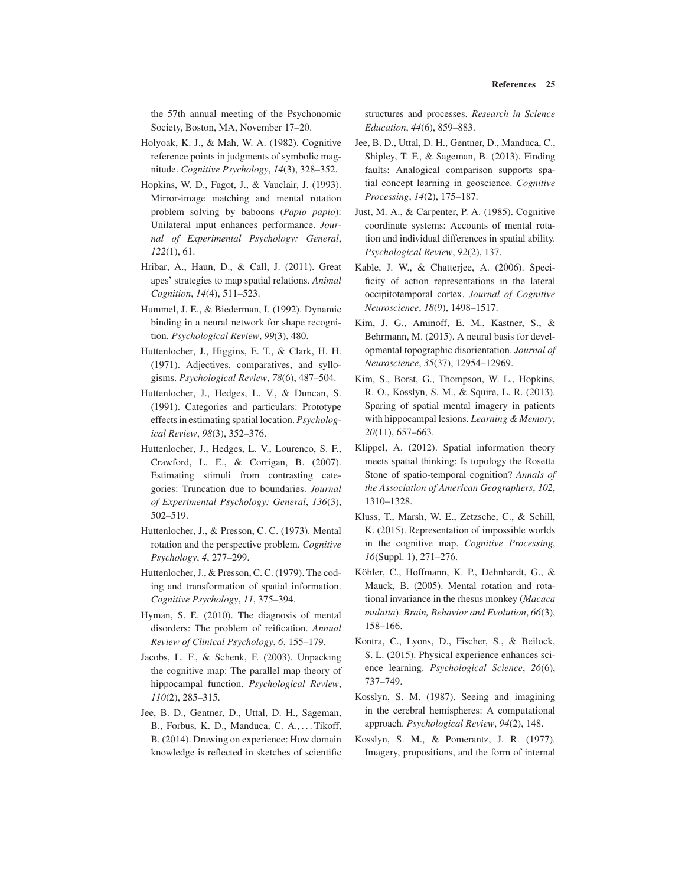the 57th annual meeting of the Psychonomic Society, Boston, MA, November 17–20.

Holyoak, K. J., & Mah, W. A. (1982). Cognitive reference points in judgments of symbolic magnitude. *Cognitive Psychology*, *14*(3), 328–352.

Hopkins, W. D., Fagot, J., & Vauclair, J. (1993). Mirror-image matching and mental rotation problem solving by baboons (*Papio papio*): Unilateral input enhances performance. *Journal of Experimental Psychology: General*, *122*(1), 61.

Hribar, A., Haun, D., & Call, J. (2011). Great apes' strategies to map spatial relations. *Animal Cognition*, *14*(4), 511–523.

Hummel, J. E., & Biederman, I. (1992). Dynamic binding in a neural network for shape recognition. *Psychological Review*, *99*(3), 480.

Huttenlocher, J., Higgins, E. T., & Clark, H. H. (1971). Adjectives, comparatives, and syllogisms. *Psychological Review*, *78*(6), 487–504.

Huttenlocher, J., Hedges, L. V., & Duncan, S. (1991). Categories and particulars: Prototype effects in estimating spatial location. *Psychological Review*, *98*(3), 352–376.

Huttenlocher, J., Hedges, L. V., Lourenco, S. F., Crawford, L. E., & Corrigan, B. (2007). Estimating stimuli from contrasting categories: Truncation due to boundaries. *Journal of Experimental Psychology: General*, *136*(3), 502–519.

Huttenlocher, J., & Presson, C. C. (1973). Mental rotation and the perspective problem. *Cognitive Psychology*, *4*, 277–299.

Huttenlocher, J., & Presson, C. C. (1979). The coding and transformation of spatial information. *Cognitive Psychology*, *11*, 375–394.

Hyman, S. E. (2010). The diagnosis of mental disorders: The problem of reification. *Annual Review of Clinical Psychology*, *6*, 155–179.

Jacobs, L. F., & Schenk, F. (2003). Unpacking the cognitive map: The parallel map theory of hippocampal function. *Psychological Review*, *110*(2), 285–315.

Jee, B. D., Gentner, D., Uttal, D. H., Sageman, B., Forbus, K. D., Manduca, C. A., . . . Tikoff, B. (2014). Drawing on experience: How domain knowledge is reflected in sketches of scientific structures and processes. *Research in Science Education*, *44*(6), 859–883.

Jee, B. D., Uttal, D. H., Gentner, D., Manduca, C., Shipley, T. F., & Sageman, B. (2013). Finding faults: Analogical comparison supports spatial concept learning in geoscience. *Cognitive Processing*, *14*(2), 175–187.

Just, M. A., & Carpenter, P. A. (1985). Cognitive coordinate systems: Accounts of mental rotation and individual differences in spatial ability. *Psychological Review*, *92*(2), 137.

Kable, J. W., & Chatterjee, A. (2006). Specificity of action representations in the lateral occipitotemporal cortex. *Journal of Cognitive Neuroscience*, *18*(9), 1498–1517.

Kim, J. G., Aminoff, E. M., Kastner, S., & Behrmann, M. (2015). A neural basis for developmental topographic disorientation. *Journal of Neuroscience*, *35*(37), 12954–12969.

Kim, S., Borst, G., Thompson, W. L., Hopkins, R. O., Kosslyn, S. M., & Squire, L. R. (2013). Sparing of spatial mental imagery in patients with hippocampal lesions. *Learning & Memory*, *20*(11), 657–663.

Klippel, A. (2012). Spatial information theory meets spatial thinking: Is topology the Rosetta Stone of spatio-temporal cognition? *Annals of the Association of American Geographers*, *102*, 1310–1328.

Kluss, T., Marsh, W. E., Zetzsche, C., & Schill, K. (2015). Representation of impossible worlds in the cognitive map. *Cognitive Processing*, *16*(Suppl. 1), 271–276.

Köhler, C., Hoffmann, K. P., Dehnhardt, G., & Mauck, B. (2005). Mental rotation and rotational invariance in the rhesus monkey (*Macaca mulatta*). *Brain, Behavior and Evolution*, *66*(3), 158–166.

Kontra, C., Lyons, D., Fischer, S., & Beilock, S. L. (2015). Physical experience enhances science learning. *Psychological Science*, *26*(6), 737–749.

Kosslyn, S. M. (1987). Seeing and imagining in the cerebral hemispheres: A computational approach. *Psychological Review*, *94*(2), 148.

Kosslyn, S. M., & Pomerantz, J. R. (1977). Imagery, propositions, and the form of internal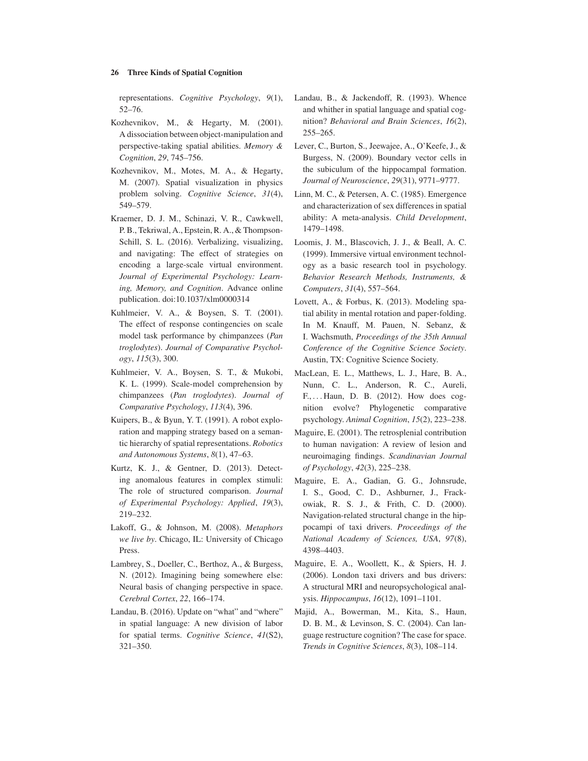representations. *Cognitive Psychology*, *9*(1), 52–76.

Kozhevnikov, M., & Hegarty, M. (2001). A dissociation between object-manipulation and perspective-taking spatial abilities. *Memory & Cognition*, *29*, 745–756.

Kozhevnikov, M., Motes, M. A., & Hegarty, M. (2007). Spatial visualization in physics problem solving. *Cognitive Science*, *31*(4), 549–579.

Kraemer, D. J. M., Schinazi, V. R., Cawkwell, P. B., Tekriwal, A., Epstein, R. A., & Thompson-Schill, S. L. (2016). Verbalizing, visualizing, and navigating: The effect of strategies on encoding a large-scale virtual environment. *Journal of Experimental Psychology: Learning, Memory, and Cognition*. Advance online publication. doi:10.1037/xlm0000314

Kuhlmeier, V. A., & Boysen, S. T. (2001). The effect of response contingencies on scale model task performance by chimpanzees (*Pan troglodytes*). *Journal of Comparative Psychology*, *115*(3), 300.

Kuhlmeier, V. A., Boysen, S. T., & Mukobi, K. L. (1999). Scale-model comprehension by chimpanzees (*Pan troglodytes*). *Journal of Comparative Psychology*, *113*(4), 396.

Kuipers, B., & Byun, Y. T. (1991). A robot exploration and mapping strategy based on a semantic hierarchy of spatial representations. *Robotics and Autonomous Systems*, *8*(1), 47–63.

Kurtz, K. J., & Gentner, D. (2013). Detecting anomalous features in complex stimuli: The role of structured comparison. *Journal of Experimental Psychology: Applied*, *19*(3), 219–232.

Lakoff, G., & Johnson, M. (2008). *Metaphors we live by*. Chicago, IL: University of Chicago Press.

Lambrey, S., Doeller, C., Berthoz, A., & Burgess, N. (2012). Imagining being somewhere else: Neural basis of changing perspective in space. *Cerebral Cortex*, *22*, 166–174.

Landau, B. (2016). Update on "what" and "where" in spatial language: A new division of labor for spatial terms. *Cognitive Science*, *41*(S2), 321–350.

Landau, B., & Jackendoff, R. (1993). Whence and whither in spatial language and spatial cognition? *Behavioral and Brain Sciences*, *16*(2), 255–265.

Lever, C., Burton, S., Jeewajee, A., O'Keefe, J., & Burgess, N. (2009). Boundary vector cells in the subiculum of the hippocampal formation. *Journal of Neuroscience*, *29*(31), 9771–9777.

Linn, M. C., & Petersen, A. C. (1985). Emergence and characterization of sex differences in spatial ability: A meta-analysis. *Child Development*, 1479–1498.

Loomis, J. M., Blascovich, J. J., & Beall, A. C. (1999). Immersive virtual environment technology as a basic research tool in psychology. *Behavior Research Methods, Instruments, & Computers*, *31*(4), 557–564.

Lovett, A., & Forbus, K. (2013). Modeling spatial ability in mental rotation and paper-folding. In M. Knauff, M. Pauen, N. Sebanz, & I. Wachsmuth, *Proceedings of the 35th Annual Conference of the Cognitive Science Society*. Austin, TX: Cognitive Science Society.

MacLean, E. L., Matthews, L. J., Hare, B. A., Nunn, C. L., Anderson, R. C., Aureli, F., . . . Haun, D. B. (2012). How does cognition evolve? Phylogenetic comparative psychology. *Animal Cognition*, *15*(2), 223–238.

Maguire, E. (2001). The retrosplenial contribution to human navigation: A review of lesion and neuroimaging findings. *Scandinavian Journal of Psychology*, *42*(3), 225–238.

Maguire, E. A., Gadian, G. G., Johnsrude, I. S., Good, C. D., Ashburner, J., Frackowiak, R. S. J., & Frith, C. D. (2000). Navigation-related structural change in the hippocampi of taxi drivers. *Proceedings of the National Academy of Sciences, USA*, *97*(8), 4398–4403.

Maguire, E. A., Woollett, K., & Spiers, H. J. (2006). London taxi drivers and bus drivers: A structural MRI and neuropsychological analysis. *Hippocampus*, *16*(12), 1091–1101.

Majid, A., Bowerman, M., Kita, S., Haun, D. B. M., & Levinson, S. C. (2004). Can language restructure cognition? The case for space. *Trends in Cognitive Sciences*, *8*(3), 108–114.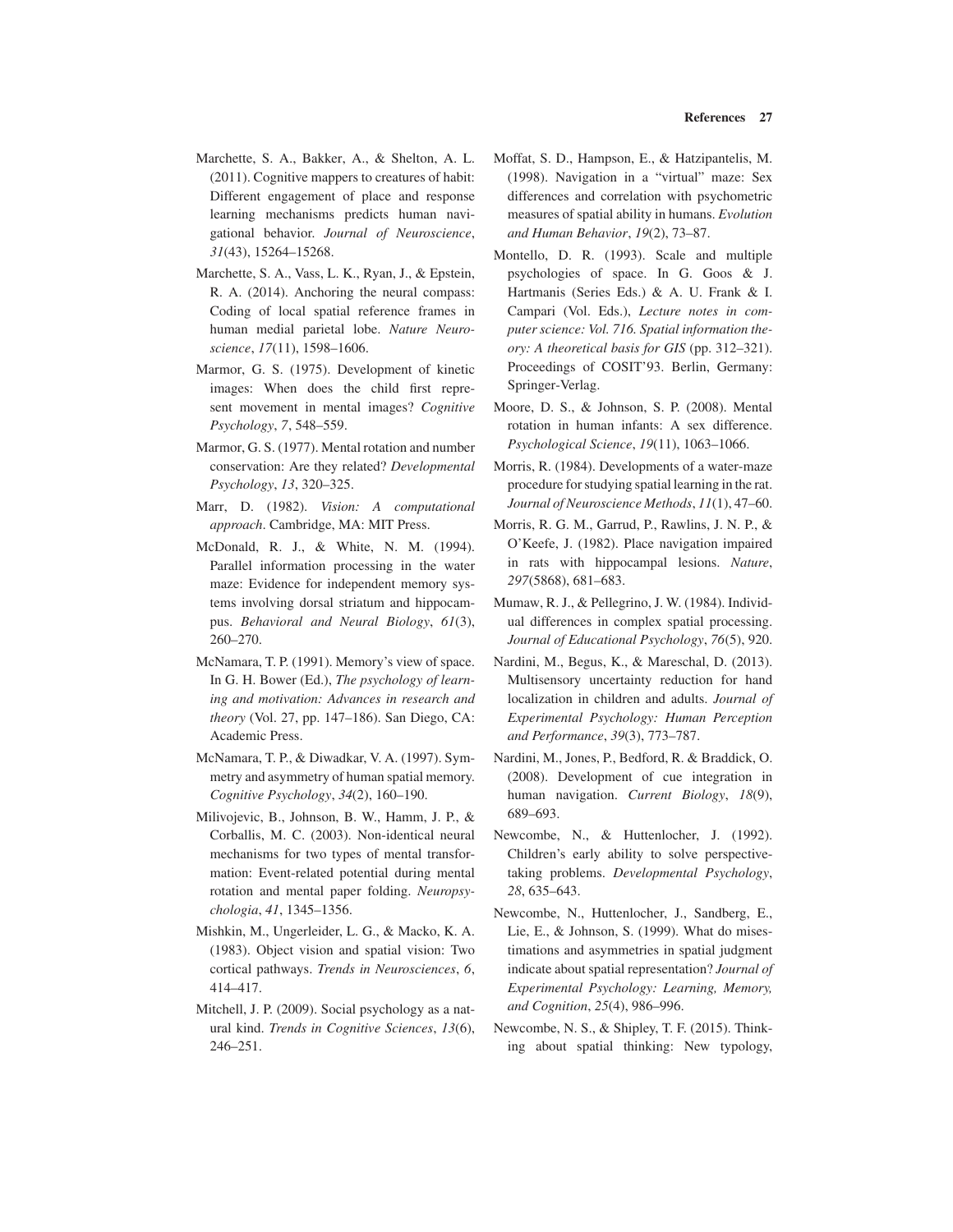Marchette, S. A., Bakker, A., & Shelton, A. L. (2011). Cognitive mappers to creatures of habit: Different engagement of place and response learning mechanisms predicts human navigational behavior. *Journal of Neuroscience*, *31*(43), 15264–15268.

Marchette, S. A., Vass, L. K., Ryan, J., & Epstein, R. A. (2014). Anchoring the neural compass: Coding of local spatial reference frames in human medial parietal lobe. *Nature Neuroscience*, *17*(11), 1598–1606.

Marmor, G. S. (1975). Development of kinetic images: When does the child first represent movement in mental images? *Cognitive Psychology*, *7*, 548–559.

Marmor, G. S. (1977). Mental rotation and number conservation: Are they related? *Developmental Psychology*, *13*, 320–325.

Marr, D. (1982). *Vision: A computational approach*. Cambridge, MA: MIT Press.

McDonald, R. J., & White, N. M. (1994). Parallel information processing in the water maze: Evidence for independent memory systems involving dorsal striatum and hippocampus. *Behavioral and Neural Biology*, *61*(3), 260–270.

McNamara, T. P. (1991). Memory's view of space. In G. H. Bower (Ed.), *The psychology of learning and motivation: Advances in research and theory* (Vol. 27, pp. 147–186). San Diego, CA: Academic Press.

McNamara, T. P., & Diwadkar, V. A. (1997). Symmetry and asymmetry of human spatial memory. *Cognitive Psychology*, *34*(2), 160–190.

Milivojevic, B., Johnson, B. W., Hamm, J. P., & Corballis, M. C. (2003). Non-identical neural mechanisms for two types of mental transformation: Event-related potential during mental rotation and mental paper folding. *Neuropsychologia*, *41*, 1345–1356.

Mishkin, M., Ungerleider, L. G., & Macko, K. A. (1983). Object vision and spatial vision: Two cortical pathways. *Trends in Neurosciences*, *6*, 414–417.

Mitchell, J. P. (2009). Social psychology as a natural kind. *Trends in Cognitive Sciences*, *13*(6), 246–251.

Moffat, S. D., Hampson, E., & Hatzipantelis, M. (1998). Navigation in a "virtual" maze: Sex differences and correlation with psychometric measures of spatial ability in humans. *Evolution and Human Behavior*, *19*(2), 73–87.

Montello, D. R. (1993). Scale and multiple psychologies of space. In G. Goos & J. Hartmanis (Series Eds.) & A. U. Frank & I. Campari (Vol. Eds.), *Lecture notes in computer science: Vol. 716. Spatial information theory: A theoretical basis for GIS* (pp. 312–321). Proceedings of COSIT'93. Berlin, Germany: Springer-Verlag.

Moore, D. S., & Johnson, S. P. (2008). Mental rotation in human infants: A sex difference. *Psychological Science*, *19*(11), 1063–1066.

Morris, R. (1984). Developments of a water-maze procedure for studying spatial learning in the rat. *Journal of Neuroscience Methods*, *11*(1), 47–60.

Morris, R. G. M., Garrud, P., Rawlins, J. N. P., & O'Keefe, J. (1982). Place navigation impaired in rats with hippocampal lesions. *Nature*, *297*(5868), 681–683.

Mumaw, R. J., & Pellegrino, J. W. (1984). Individual differences in complex spatial processing. *Journal of Educational Psychology*, *76*(5), 920.

Nardini, M., Begus, K., & Mareschal, D. (2013). Multisensory uncertainty reduction for hand localization in children and adults. *Journal of Experimental Psychology: Human Perception and Performance*, *39*(3), 773–787.

Nardini, M., Jones, P., Bedford, R. & Braddick, O. (2008). Development of cue integration in human navigation. *Current Biology*, *18*(9), 689–693.

Newcombe, N., & Huttenlocher, J. (1992). Children's early ability to solve perspective-taking problems. *Developmental Psychology*, *28*, 635–643.

Newcombe, N., Huttenlocher, J., Sandberg, E., Lie, E., & Johnson, S. (1999). What do misestimations and asymmetries in spatial judgment indicate about spatial representation? *Journal of Experimental Psychology: Learning, Memory, and Cognition*, *25*(4), 986–996.

Newcombe, N. S., & Shipley, T. F. (2015). Thinking about spatial thinking: New typology,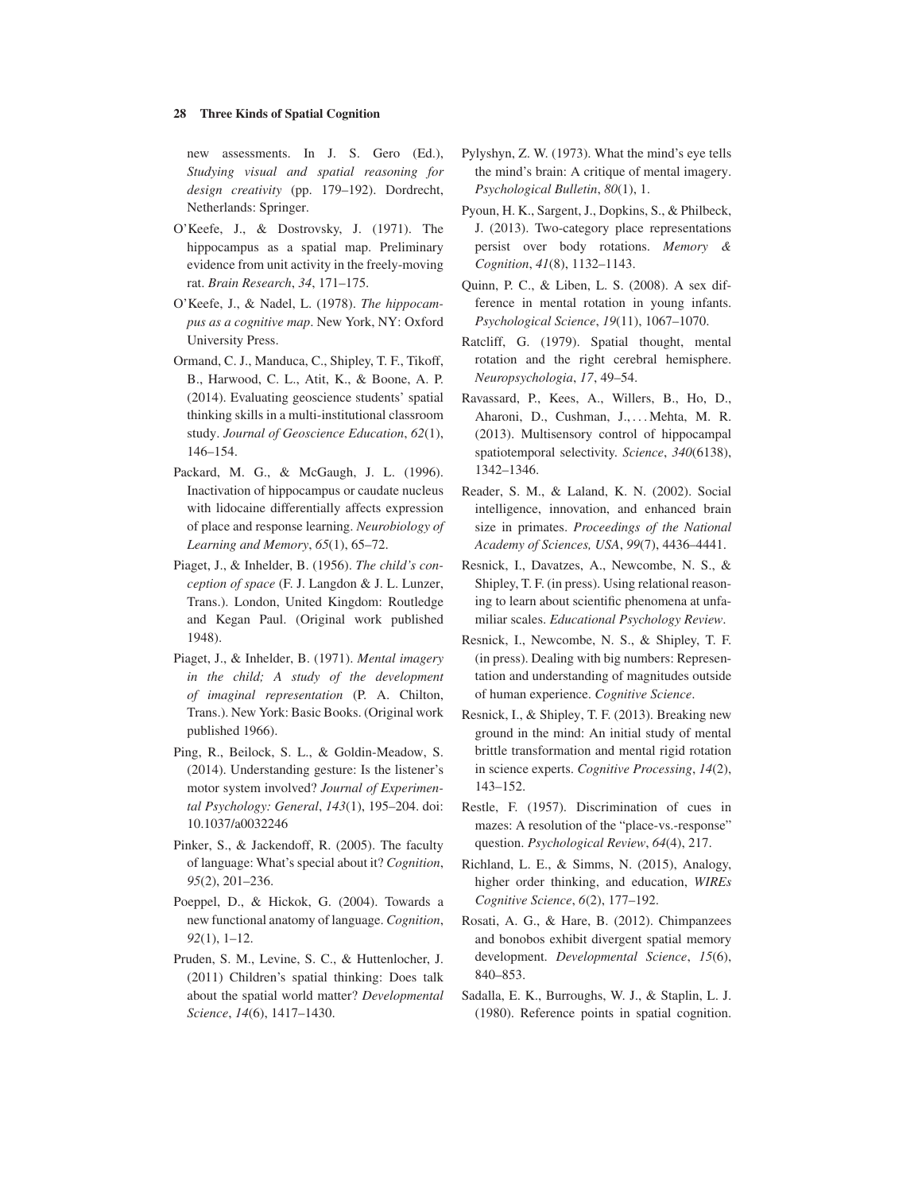new assessments. In J. S. Gero (Ed.), *Studying visual and spatial reasoning for design creativity* (pp. 179–192). Dordrecht, Netherlands: Springer.

O'Keefe, J., & Dostrovsky, J. (1971). The hippocampus as a spatial map. Preliminary evidence from unit activity in the freely-moving rat. *Brain Research*, *34*, 171–175.

O'Keefe, J., & Nadel, L. (1978). *The hippocampus as a cognitive map*. New York, NY: Oxford University Press.

Ormand, C. J., Manduca, C., Shipley, T. F., Tikoff, B., Harwood, C. L., Atit, K., & Boone, A. P. (2014). Evaluating geoscience students' spatial thinking skills in a multi-institutional classroom study. *Journal of Geoscience Education*, *62*(1), 146–154.

Packard, M. G., & McGaugh, J. L. (1996). Inactivation of hippocampus or caudate nucleus with lidocaine differentially affects expression of place and response learning. *Neurobiology of Learning and Memory*, *65*(1), 65–72.

Piaget, J., & Inhelder, B. (1956). *The child's conception of space* (F. J. Langdon & J. L. Lunzer, Trans.). London, United Kingdom: Routledge and Kegan Paul. (Original work published 1948).

Piaget, J., & Inhelder, B. (1971). *Mental imagery in the child; A study of the development of imaginal representation* (P. A. Chilton, Trans.). New York: Basic Books. (Original work published 1966).

Ping, R., Beilock, S. L., & Goldin-Meadow, S. (2014). Understanding gesture: Is the listener's motor system involved? *Journal of Experimental Psychology: General*, *143*(1), 195–204. doi: 10.1037/a0032246

Pinker, S., & Jackendoff, R. (2005). The faculty of language: What's special about it? *Cognition*, *95*(2), 201–236.

Poeppel, D., & Hickok, G. (2004). Towards a new functional anatomy of language. *Cognition*, *92*(1), 1–12.

Pruden, S. M., Levine, S. C., & Huttenlocher, J. (2011) Children's spatial thinking: Does talk about the spatial world matter? *Developmental Science*, *14*(6), 1417–1430.

Pylyshyn, Z. W. (1973). What the mind's eye tells the mind's brain: A critique of mental imagery. *Psychological Bulletin*, *80*(1), 1.

Pyoun, H. K., Sargent, J., Dopkins, S., & Philbeck, J. (2013). Two-category place representations persist over body rotations. *Memory & Cognition*, *41*(8), 1132–1143.

Quinn, P. C., & Liben, L. S. (2008). A sex difference in mental rotation in young infants. *Psychological Science*, *19*(11), 1067–1070.

Ratcliff, G. (1979). Spatial thought, mental rotation and the right cerebral hemisphere. *Neuropsychologia*, *17*, 49–54.

Ravassard, P., Kees, A., Willers, B., Ho, D., Aharoni, D., Cushman, J., . . . Mehta, M. R. (2013). Multisensory control of hippocampal spatiotemporal selectivity. *Science*, *340*(6138), 1342–1346.

Reader, S. M., & Laland, K. N. (2002). Social intelligence, innovation, and enhanced brain size in primates. *Proceedings of the National Academy of Sciences, USA*, *99*(7), 4436–4441.

Resnick, I., Davatzes, A., Newcombe, N. S., & Shipley, T. F. (in press). Using relational reasoning to learn about scientific phenomena at unfamiliar scales. *Educational Psychology Review*.

Resnick, I., Newcombe, N. S., & Shipley, T. F. (in press). Dealing with big numbers: Representation and understanding of magnitudes outside of human experience. *Cognitive Science*.

Resnick, I., & Shipley, T. F. (2013). Breaking new ground in the mind: An initial study of mental brittle transformation and mental rigid rotation in science experts. *Cognitive Processing*, *14*(2), 143–152.

Restle, F. (1957). Discrimination of cues in mazes: A resolution of the "place-vs.-response" question. *Psychological Review*, *64*(4), 217.

Richland, L. E., & Simms, N. (2015), Analogy, higher order thinking, and education, *WIREs Cognitive Science*, *6*(2), 177–192.

Rosati, A. G., & Hare, B. (2012). Chimpanzees and bonobos exhibit divergent spatial memory development. *Developmental Science*, *15*(6), 840–853.

Sadalla, E. K., Burroughs, W. J., & Staplin, L. J. (1980). Reference points in spatial cognition.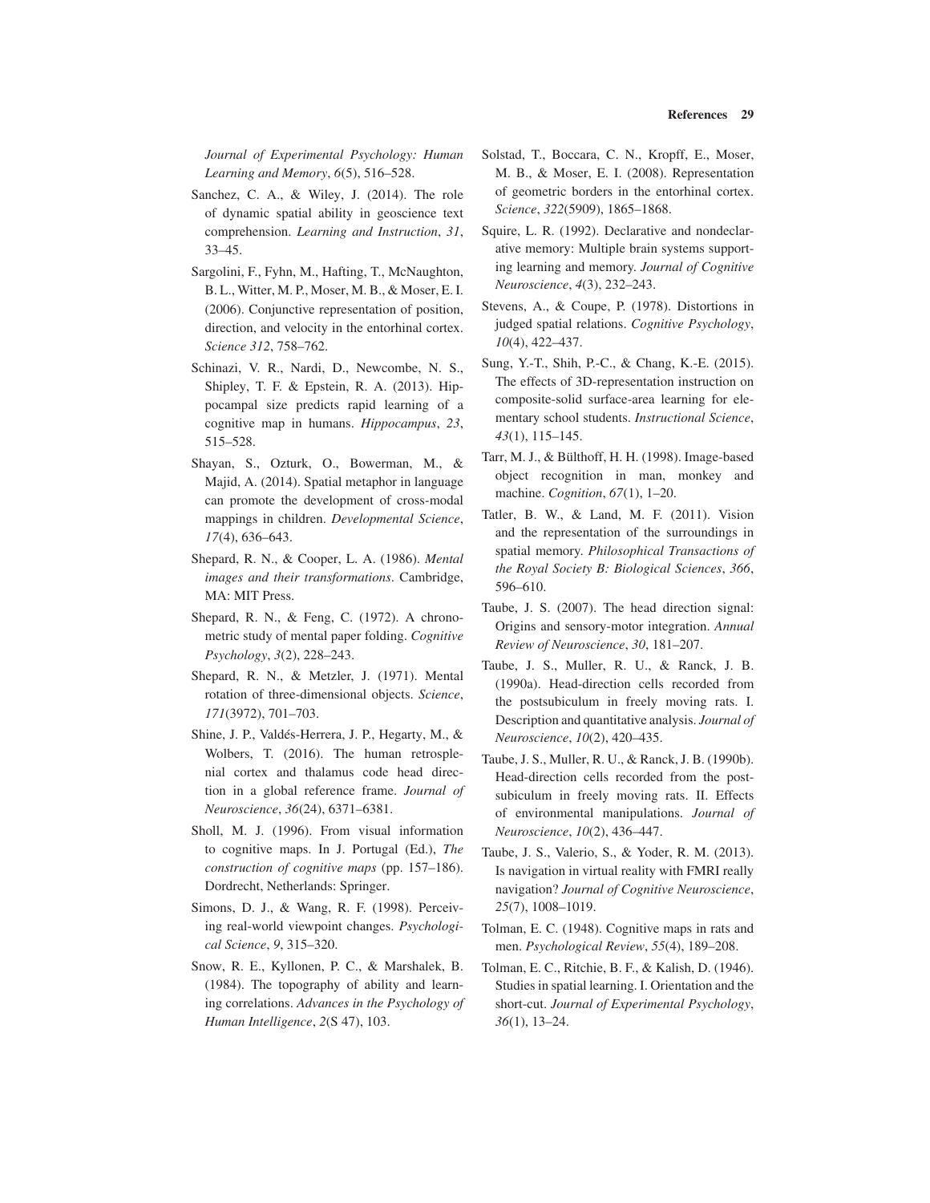*Journal of Experimental Psychology: Human Learning and Memory*, *6*(5), 516–528.

Sanchez, C. A., & Wiley, J. (2014). The role of dynamic spatial ability in geoscience text comprehension. *Learning and Instruction*, *31*, 33–45.

Sargolini, F., Fyhn, M., Hafting, T., McNaughton, B. L., Witter, M. P., Moser, M. B., & Moser, E. I. (2006). Conjunctive representation of position, direction, and velocity in the entorhinal cortex. *Science 312*, 758–762.

Schinazi, V. R., Nardi, D., Newcombe, N. S., Shipley, T. F. & Epstein, R. A. (2013). Hippocampal size predicts rapid learning of a cognitive map in humans. *Hippocampus*, *23*, 515–528.

Shayan, S., Ozturk, O., Bowerman, M., & Majid, A. (2014). Spatial metaphor in language can promote the development of cross-modal mappings in children. *Developmental Science*, *17*(4), 636–643.

Shepard, R. N., & Cooper, L. A. (1986). *Mental images and their transformations*. Cambridge, MA: MIT Press.

Shepard, R. N., & Feng, C. (1972). A chronometric study of mental paper folding. *Cognitive Psychology*, *3*(2), 228–243.

Shepard, R. N., & Metzler, J. (1971). Mental rotation of three-dimensional objects. *Science*, *171*(3972), 701–703.

Shine, J. P., Valdés-Herrera, J. P., Hegarty, M., & Wolbers, T. (2016). The human retrosplenial cortex and thalamus code head direction in a global reference frame. *Journal of Neuroscience*, *36*(24), 6371–6381.

Sholl, M. J. (1996). From visual information to cognitive maps. In J. Portugal (Ed.), *The construction of cognitive maps* (pp. 157–186). Dordrecht, Netherlands: Springer.

Simons, D. J., & Wang, R. F. (1998). Perceiving real-world viewpoint changes. *Psychological Science*, *9*, 315–320.

Snow, R. E., Kyllonen, P. C., & Marshalek, B. (1984). The topography of ability and learning correlations. *Advances in the Psychology of Human Intelligence*, *2*(S 47), 103.

Solstad, T., Boccara, C. N., Kropff, E., Moser, M. B., & Moser, E. I. (2008). Representation of geometric borders in the entorhinal cortex. *Science*, *322*(5909), 1865–1868.

Squire, L. R. (1992). Declarative and nondeclarative memory: Multiple brain systems supporting learning and memory. *Journal of Cognitive Neuroscience*, *4*(3), 232–243.

Stevens, A., & Coupe, P. (1978). Distortions in judged spatial relations. *Cognitive Psychology*, *10*(4), 422–437.

Sung, Y.-T., Shih, P.-C., & Chang, K.-E. (2015). The effects of 3D-representation instruction on composite-solid surface-area learning for elementary school students. *Instructional Science*, *43*(1), 115–145.

Tarr, M. J., & Bülthoff, H. H. (1998). Image-based object recognition in man, monkey and machine. *Cognition*, *67*(1), 1–20.

Tatler, B. W., & Land, M. F. (2011). Vision and the representation of the surroundings in spatial memory. *Philosophical Transactions of the Royal Society B: Biological Sciences*, *366*, 596–610.

Taube, J. S. (2007). The head direction signal: Origins and sensory-motor integration. *Annual Review of Neuroscience*, *30*, 181–207.

Taube, J. S., Muller, R. U., & Ranck, J. B. (1990a). Head-direction cells recorded from the postsubiculum in freely moving rats. I. Description and quantitative analysis. *Journal of Neuroscience*, *10*(2), 420–435.

Taube, J. S., Muller, R. U., & Ranck, J. B. (1990b). Head-direction cells recorded from the postsubiculum in freely moving rats. II. Effects of environmental manipulations. *Journal of Neuroscience*, *10*(2), 436–447.

Taube, J. S., Valerio, S., & Yoder, R. M. (2013). Is navigation in virtual reality with FMRI really navigation? *Journal of Cognitive Neuroscience*, *25*(7), 1008–1019.

Tolman, E. C. (1948). Cognitive maps in rats and men. *Psychological Review*, *55*(4), 189–208.

Tolman, E. C., Ritchie, B. F., & Kalish, D. (1946). Studies in spatial learning. I. Orientation and the short-cut. *Journal of Experimental Psychology*, *36*(1), 13–24.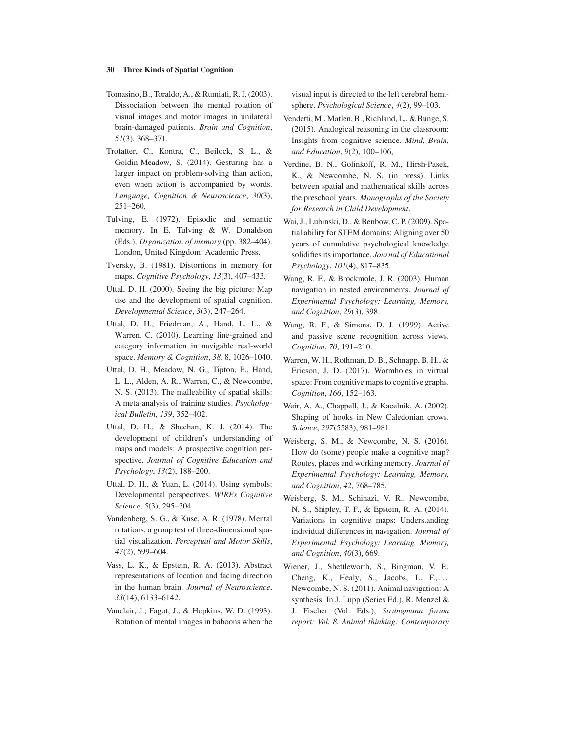Tomasino, B., Toraldo, A., & Rumiati, R. I. (2003). Dissociation between the mental rotation of visual images and motor images in unilateral brain-damaged patients. *Brain and Cognition*, *51*(3), 368–371.

Trofatter, C., Kontra, C., Beilock, S. L., & Goldin-Meadow, S. (2014). Gesturing has a larger impact on problem-solving than action, even when action is accompanied by words. *Language, Cognition & Neuroscience*, *30*(3), 251–260.

Tulving, E. (1972). Episodic and semantic memory. In E. Tulving & W. Donaldson (Eds.), *Organization of memory* (pp. 382–404). London, United Kingdom: Academic Press.

Tversky, B. (1981). Distortions in memory for maps. *Cognitive Psychology*, *13*(3), 407–433.

Uttal, D. H. (2000). Seeing the big picture: Map use and the development of spatial cognition. *Developmental Science*, *3*(3), 247–264.

Uttal, D. H., Friedman, A., Hand, L. L., & Warren, C. (2010). Learning fine-grained and category information in navigable real-world space. *Memory & Cognition*, *38*, 8, 1026–1040.

Uttal, D. H., Meadow, N. G., Tipton, E., Hand, L. L., Alden, A. R., Warren, C., & Newcombe, N. S. (2013). The malleability of spatial skills: A meta-analysis of training studies. *Psychological Bulletin*, *139*, 352–402.

Uttal, D. H., & Sheehan, K. J. (2014). The development of children's understanding of maps and models: A prospective cognition perspective. *Journal of Cognitive Education and Psychology*, *13*(2), 188–200.

Uttal, D. H., & Yuan, L. (2014). Using symbols: Developmental perspectives. *WIREs Cognitive Science*, *5*(3), 295–304.

Vandenberg, S. G., & Kuse, A. R. (1978). Mental rotations, a group test of three-dimensional spatial visualization. *Perceptual and Motor Skills*, *47*(2), 599–604.

Vass, L. K., & Epstein, R. A. (2013). Abstract representations of location and facing direction in the human brain. *Journal of Neuroscience*, *33*(14), 6133–6142.

Vauclair, J., Fagot, J., & Hopkins, W. D. (1993). Rotation of mental images in baboons when the visual input is directed to the left cerebral hemisphere. *Psychological Science*, *4*(2), 99–103.

Vendetti, M., Matlen, B., Richland, L., & Bunge, S. (2015). Analogical reasoning in the classroom: Insights from cognitive science. *Mind, Brain, and Education*, *9*(2), 100–106,

Verdine, B. N., Golinkoff, R. M., Hirsh-Pasek, K., & Newcombe, N. S. (in press). Links between spatial and mathematical skills across the preschool years. *Monographs of the Society for Research in Child Development*.

Wai, J., Lubinski, D., & Benbow, C. P. (2009). Spatial ability for STEM domains: Aligning over 50 years of cumulative psychological knowledge solidifies its importance. *Journal of Educational Psychology*, *101*(4), 817–835.

Wang, R. F., & Brockmole, J. R. (2003). Human navigation in nested environments. *Journal of Experimental Psychology: Learning, Memory, and Cognition*, *29*(3), 398.

Wang, R. F., & Simons, D. J. (1999). Active and passive scene recognition across views. *Cognition*, *70*, 191–210.

Warren, W. H., Rothman, D. B., Schnapp, B. H., & Ericson, J. D. (2017). Wormholes in virtual space: From cognitive maps to cognitive graphs. *Cognition*, *166*, 152–163.

Weir, A. A., Chappell, J., & Kacelnik, A. (2002). Shaping of hooks in New Caledonian crows. *Science*, *297*(5583), 981–981.

Weisberg, S. M., & Newcombe, N. S. (2016). How do (some) people make a cognitive map? Routes, places and working memory. *Journal of Experimental Psychology: Learning, Memory, and Cognition*, *42*, 768–785.

Weisberg, S. M., Schinazi, V. R., Newcombe, N. S., Shipley, T. F., & Epstein, R. A. (2014). Variations in cognitive maps: Understanding individual differences in navigation. *Journal of Experimental Psychology: Learning, Memory, and Cognition*, *40*(3), 669.

Wiener, J., Shettleworth, S., Bingman, V. P., Cheng, K., Healy, S., Jacobs, L. F., . . . Newcombe, N. S. (2011). Animal navigation: A synthesis. In J. Lupp (Series Ed.), R. Menzel & J. Fischer (Vol. Eds.), *Strüngmann forum report: Vol. 8. Animal thinking: Contemporary*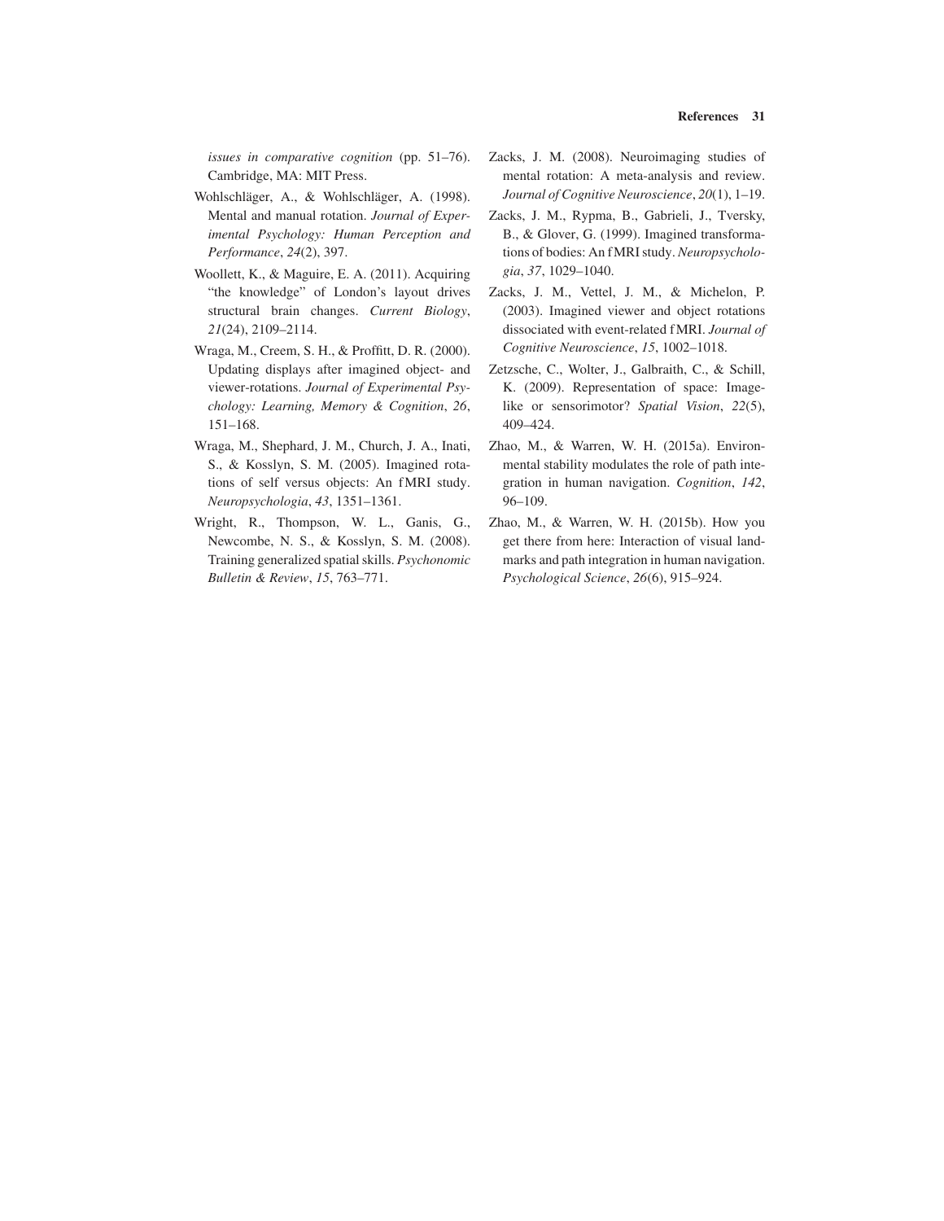*issues in comparative cognition* (pp. 51–76). Cambridge, MA: MIT Press.

Wohlschläger, A., & Wohlschläger, A. (1998). Mental and manual rotation. *Journal of Experimental Psychology: Human Perception and Performance*, *24*(2), 397.

Woollett, K., & Maguire, E. A. (2011). Acquiring "the knowledge" of London's layout drives structural brain changes. *Current Biology*, *21*(24), 2109–2114.

Wraga, M., Creem, S. H., & Proffitt, D. R. (2000). Updating displays after imagined object- and viewer-rotations. *Journal of Experimental Psychology: Learning, Memory & Cognition*, *26*, 151–168.

Wraga, M., Shephard, J. M., Church, J. A., Inati, S., & Kosslyn, S. M. (2005). Imagined rotations of self versus objects: An fMRI study. *Neuropsychologia*, *43*, 1351–1361.

Wright, R., Thompson, W. L., Ganis, G., Newcombe, N. S., & Kosslyn, S. M. (2008). Training generalized spatial skills. *Psychonomic Bulletin & Review*, *15*, 763–771.

Zacks, J. M. (2008). Neuroimaging studies of mental rotation: A meta-analysis and review. *Journal of Cognitive Neuroscience*, *20*(1), 1–19.

Zacks, J. M., Rypma, B., Gabrieli, J., Tversky, B., & Glover, G. (1999). Imagined transformations of bodies: An fMRI study. *Neuropsychologia*, *37*, 1029–1040.

Zacks, J. M., Vettel, J. M., & Michelon, P. (2003). Imagined viewer and object rotations dissociated with event-related fMRI. *Journal of Cognitive Neuroscience*, *15*, 1002–1018.

Zetzsche, C., Wolter, J., Galbraith, C., & Schill, K. (2009). Representation of space: Image-like or sensorimotor? *Spatial Vision*, *22*(5), 409–424.

Zhao, M., & Warren, W. H. (2015a). Environmental stability modulates the role of path integration in human navigation. *Cognition*, *142*, 96–109.

Zhao, M., & Warren, W. H. (2015b). How you get there from here: Interaction of visual landmarks and path integration in human navigation. *Psychological Science*, *26*(6), 915–924.